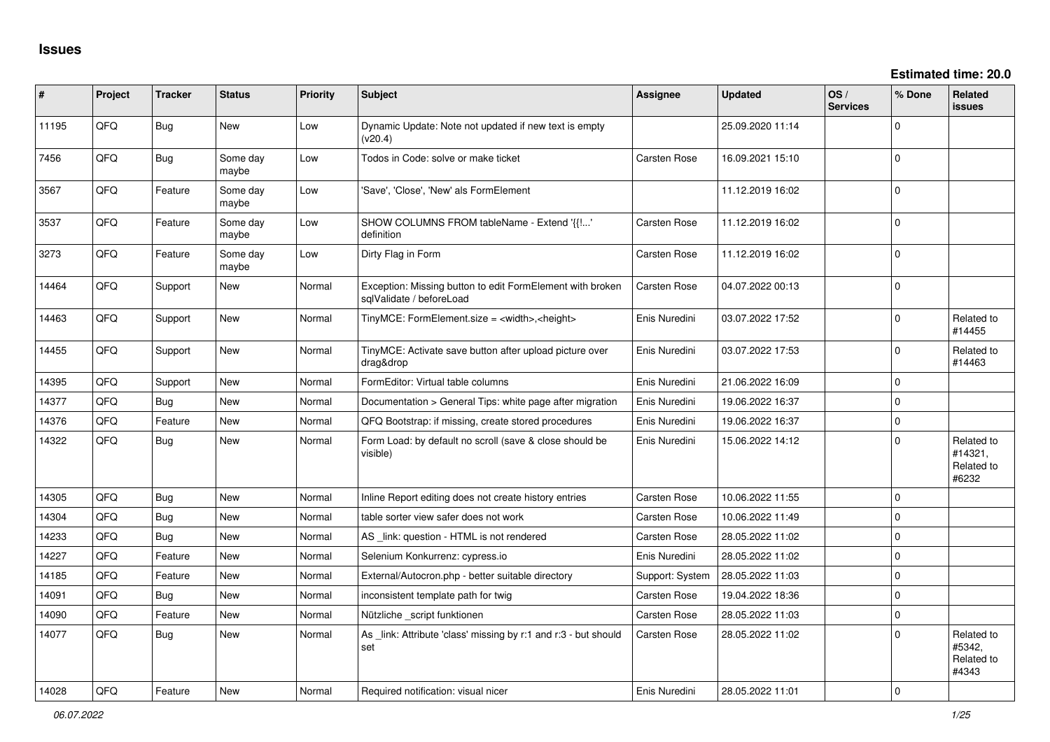# Issues

**Estimated time: 20.0**

| # | Project | Tracker | Status | Priority | Subject | Assignee | Updated | OS / Services | % Done | Related issues |
|---|---|---|---|---|---|---|---|---|---|---|
| 11195 | QFQ | Bug | New | Low | Dynamic Update: Note not updated if new text is empty (v20.4) | | 25.09.2020 11:14 | | 0 | |
| 7456 | QFQ | Bug | Some day maybe | Low | Todos in Code: solve or make ticket | Carsten Rose | 16.09.2021 15:10 | | 0 | |
| 3567 | QFQ | Feature | Some day maybe | Low | 'Save', 'Close', 'New' als FormElement | | 11.12.2019 16:02 | | 0 | |
| 3537 | QFQ | Feature | Some day maybe | Low | SHOW COLUMNS FROM tableName - Extend '{{!...' definition | Carsten Rose | 11.12.2019 16:02 | | 0 | |
| 3273 | QFQ | Feature | Some day maybe | Low | Dirty Flag in Form | Carsten Rose | 11.12.2019 16:02 | | 0 | |
| 14464 | QFQ | Support | New | Normal | Exception: Missing button to edit FormElement with broken sqlValidate / beforeLoad | Carsten Rose | 04.07.2022 00:13 | | 0 | |
| 14463 | QFQ | Support | New | Normal | TinyMCE: FormElement.size = <width>,<height> | Enis Nuredini | 03.07.2022 17:52 | | 0 | Related to #14455 |
| 14455 | QFQ | Support | New | Normal | TinyMCE: Activate save button after upload picture over drag&drop | Enis Nuredini | 03.07.2022 17:53 | | 0 | Related to #14463 |
| 14395 | QFQ | Support | New | Normal | FormEditor: Virtual table columns | Enis Nuredini | 21.06.2022 16:09 | | 0 | |
| 14377 | QFQ | Bug | New | Normal | Documentation > General Tips: white page after migration | Enis Nuredini | 19.06.2022 16:37 | | 0 | |
| 14376 | QFQ | Feature | New | Normal | QFQ Bootstrap: if missing, create stored procedures | Enis Nuredini | 19.06.2022 16:37 | | 0 | |
| 14322 | QFQ | Bug | New | Normal | Form Load: by default no scroll (save & close should be visible) | Enis Nuredini | 15.06.2022 14:12 | | 0 | Related to #14321, Related to #6232 |
| 14305 | QFQ | Bug | New | Normal | Inline Report editing does not create history entries | Carsten Rose | 10.06.2022 11:55 | | 0 | |
| 14304 | QFQ | Bug | New | Normal | table sorter view safer does not work | Carsten Rose | 10.06.2022 11:49 | | 0 | |
| 14233 | QFQ | Bug | New | Normal | AS _link: question - HTML is not rendered | Carsten Rose | 28.05.2022 11:02 | | 0 | |
| 14227 | QFQ | Feature | New | Normal | Selenium Konkurrenz: cypress.io | Enis Nuredini | 28.05.2022 11:02 | | 0 | |
| 14185 | QFQ | Feature | New | Normal | External/Autocron.php - better suitable directory | Support: System | 28.05.2022 11:03 | | 0 | |
| 14091 | QFQ | Bug | New | Normal | inconsistent template path for twig | Carsten Rose | 19.04.2022 18:36 | | 0 | |
| 14090 | QFQ | Feature | New | Normal | Nützliche _script funktionen | Carsten Rose | 28.05.2022 11:03 | | 0 | |
| 14077 | QFQ | Bug | New | Normal | As _link: Attribute 'class' missing by r:1 and r:3 - but should set | Carsten Rose | 28.05.2022 11:02 | | 0 | Related to #5342, Related to #4343 |
| 14028 | QFQ | Feature | New | Normal | Required notification: visual nicer | Enis Nuredini | 28.05.2022 11:01 | | 0 | |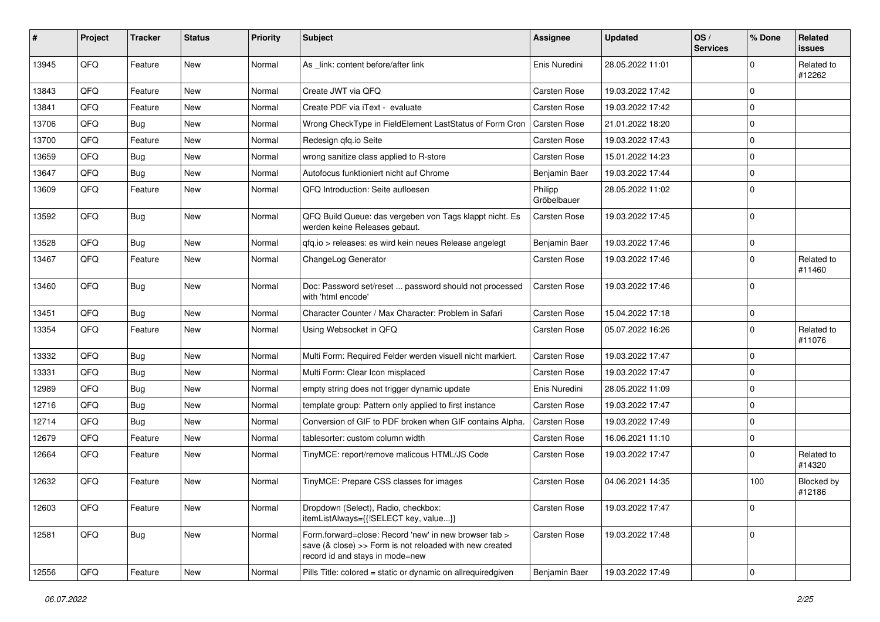| # | Project | Tracker | Status | Priority | Subject | Assignee | Updated | OS / Services | % Done | Related issues |
|---|---|---|---|---|---|---|---|---|---|---|
| 13945 | QFQ | Feature | New | Normal | As _link: content before/after link | Enis Nuredini | 28.05.2022 11:01 | | 0 | Related to #12262 |
| 13843 | QFQ | Feature | New | Normal | Create JWT via QFQ | Carsten Rose | 19.03.2022 17:42 | | 0 | |
| 13841 | QFQ | Feature | New | Normal | Create PDF via iText - evaluate | Carsten Rose | 19.03.2022 17:42 | | 0 | |
| 13706 | QFQ | Bug | New | Normal | Wrong CheckType in FieldElement LastStatus of Form Cron | Carsten Rose | 21.01.2022 18:20 | | 0 | |
| 13700 | QFQ | Feature | New | Normal | Redesign qfq.io Seite | Carsten Rose | 19.03.2022 17:43 | | 0 | |
| 13659 | QFQ | Bug | New | Normal | wrong sanitize class applied to R-store | Carsten Rose | 15.01.2022 14:23 | | 0 | |
| 13647 | QFQ | Bug | New | Normal | Autofocus funktioniert nicht auf Chrome | Benjamin Baer | 19.03.2022 17:44 | | 0 | |
| 13609 | QFQ | Feature | New | Normal | QFQ Introduction: Seite aufloesen | Philipp Gröbelbauer | 28.05.2022 11:02 | | 0 | |
| 13592 | QFQ | Bug | New | Normal | QFQ Build Queue: das vergeben von Tags klappt nicht. Es werden keine Releases gebaut. | Carsten Rose | 19.03.2022 17:45 | | 0 | |
| 13528 | QFQ | Bug | New | Normal | qfq.io > releases: es wird kein neues Release angelegt | Benjamin Baer | 19.03.2022 17:46 | | 0 | |
| 13467 | QFQ | Feature | New | Normal | ChangeLog Generator | Carsten Rose | 19.03.2022 17:46 | | 0 | Related to #11460 |
| 13460 | QFQ | Bug | New | Normal | Doc: Password set/reset ... password should not processed with 'html encode' | Carsten Rose | 19.03.2022 17:46 | | 0 | |
| 13451 | QFQ | Bug | New | Normal | Character Counter / Max Character: Problem in Safari | Carsten Rose | 15.04.2022 17:18 | | 0 | |
| 13354 | QFQ | Feature | New | Normal | Using Websocket in QFQ | Carsten Rose | 05.07.2022 16:26 | | 0 | Related to #11076 |
| 13332 | QFQ | Bug | New | Normal | Multi Form: Required Felder werden visuell nicht markiert. | Carsten Rose | 19.03.2022 17:47 | | 0 | |
| 13331 | QFQ | Bug | New | Normal | Multi Form: Clear Icon misplaced | Carsten Rose | 19.03.2022 17:47 | | 0 | |
| 12989 | QFQ | Bug | New | Normal | empty string does not trigger dynamic update | Enis Nuredini | 28.05.2022 11:09 | | 0 | |
| 12716 | QFQ | Bug | New | Normal | template group: Pattern only applied to first instance | Carsten Rose | 19.03.2022 17:47 | | 0 | |
| 12714 | QFQ | Bug | New | Normal | Conversion of GIF to PDF broken when GIF contains Alpha. | Carsten Rose | 19.03.2022 17:49 | | 0 | |
| 12679 | QFQ | Feature | New | Normal | tablesorter: custom column width | Carsten Rose | 16.06.2021 11:10 | | 0 | |
| 12664 | QFQ | Feature | New | Normal | TinyMCE: report/remove malicous HTML/JS Code | Carsten Rose | 19.03.2022 17:47 | | 0 | Related to #14320 |
| 12632 | QFQ | Feature | New | Normal | TinyMCE: Prepare CSS classes for images | Carsten Rose | 04.06.2021 14:35 | | 100 | Blocked by #12186 |
| 12603 | QFQ | Feature | New | Normal | Dropdown (Select), Radio, checkbox: itemListAlways={{!SELECT key, value...}} | Carsten Rose | 19.03.2022 17:47 | | 0 | |
| 12581 | QFQ | Bug | New | Normal | Form.forward=close: Record 'new' in new browser tab > save (& close) >> Form is not reloaded with new created record id and stays in mode=new | Carsten Rose | 19.03.2022 17:48 | | 0 | |
| 12556 | QFQ | Feature | New | Normal | Pills Title: colored = static or dynamic on allrequiredgiven | Benjamin Baer | 19.03.2022 17:49 | | 0 | |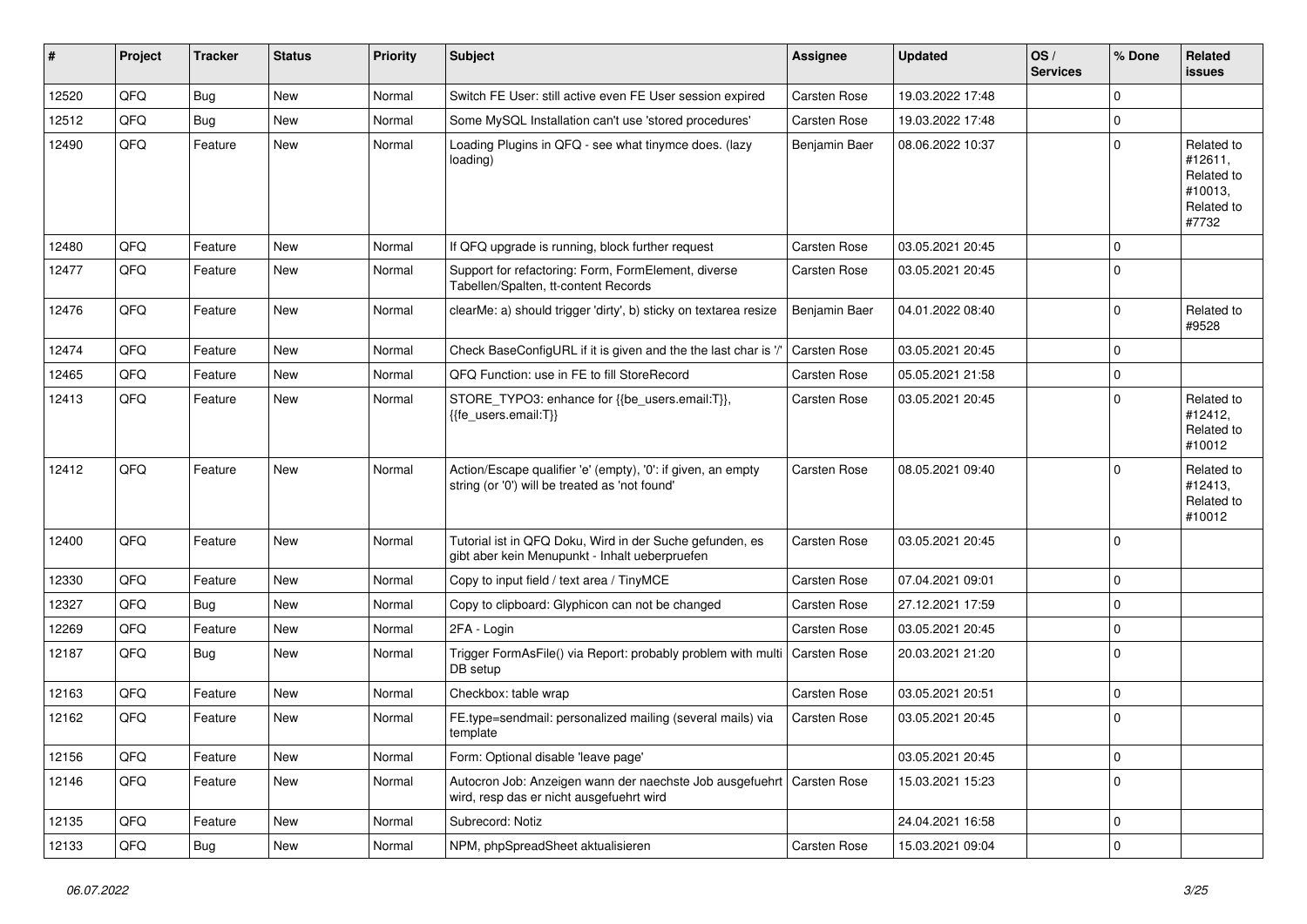| # | Project | Tracker | Status | Priority | Subject | Assignee | Updated | OS / Services | % Done | Related issues |
|---|---|---|---|---|---|---|---|---|---|---|
| 12520 | QFQ | Bug | New | Normal | Switch FE User: still active even FE User session expired | Carsten Rose | 19.03.2022 17:48 | | 0 | |
| 12512 | QFQ | Bug | New | Normal | Some MySQL Installation can't use 'stored procedures' | Carsten Rose | 19.03.2022 17:48 | | 0 | |
| 12490 | QFQ | Feature | New | Normal | Loading Plugins in QFQ - see what tinymce does. (lazy loading) | Benjamin Baer | 08.06.2022 10:37 | | 0 | Related to #12611, Related to #10013, Related to #7732 |
| 12480 | QFQ | Feature | New | Normal | If QFQ upgrade is running, block further request | Carsten Rose | 03.05.2021 20:45 | | 0 | |
| 12477 | QFQ | Feature | New | Normal | Support for refactoring: Form, FormElement, diverse Tabellen/Spalten, tt-content Records | Carsten Rose | 03.05.2021 20:45 | | 0 | |
| 12476 | QFQ | Feature | New | Normal | clearMe: a) should trigger 'dirty', b) sticky on textarea resize | Benjamin Baer | 04.01.2022 08:40 | | 0 | Related to #9528 |
| 12474 | QFQ | Feature | New | Normal | Check BaseConfigURL if it is given and the the last char is '/' | Carsten Rose | 03.05.2021 20:45 | | 0 | |
| 12465 | QFQ | Feature | New | Normal | QFQ Function: use in FE to fill StoreRecord | Carsten Rose | 05.05.2021 21:58 | | 0 | |
| 12413 | QFQ | Feature | New | Normal | STORE_TYPO3: enhance for {{be_users.email:T}}, {{fe_users.email:T}} | Carsten Rose | 03.05.2021 20:45 | | 0 | Related to #12412, Related to #10012 |
| 12412 | QFQ | Feature | New | Normal | Action/Escape qualifier 'e' (empty), '0': if given, an empty string (or '0') will be treated as 'not found' | Carsten Rose | 08.05.2021 09:40 | | 0 | Related to #12413, Related to #10012 |
| 12400 | QFQ | Feature | New | Normal | Tutorial ist in QFQ Doku, Wird in der Suche gefunden, es gibt aber kein Menupunkt - Inhalt ueberpruefen | Carsten Rose | 03.05.2021 20:45 | | 0 | |
| 12330 | QFQ | Feature | New | Normal | Copy to input field / text area / TinyMCE | Carsten Rose | 07.04.2021 09:01 | | 0 | |
| 12327 | QFQ | Bug | New | Normal | Copy to clipboard: Glyphicon can not be changed | Carsten Rose | 27.12.2021 17:59 | | 0 | |
| 12269 | QFQ | Feature | New | Normal | 2FA - Login | Carsten Rose | 03.05.2021 20:45 | | 0 | |
| 12187 | QFQ | Bug | New | Normal | Trigger FormAsFile() via Report: probably problem with multi DB setup | Carsten Rose | 20.03.2021 21:20 | | 0 | |
| 12163 | QFQ | Feature | New | Normal | Checkbox: table wrap | Carsten Rose | 03.05.2021 20:51 | | 0 | |
| 12162 | QFQ | Feature | New | Normal | FE.type=sendmail: personalized mailing (several mails) via template | Carsten Rose | 03.05.2021 20:45 | | 0 | |
| 12156 | QFQ | Feature | New | Normal | Form: Optional disable 'leave page' | | 03.05.2021 20:45 | | 0 | |
| 12146 | QFQ | Feature | New | Normal | Autocron Job: Anzeigen wann der naechste Job ausgefuehrt wird, resp das er nicht ausgefuehrt wird | Carsten Rose | 15.03.2021 15:23 | | 0 | |
| 12135 | QFQ | Feature | New | Normal | Subrecord: Notiz | | 24.04.2021 16:58 | | 0 | |
| 12133 | QFQ | Bug | New | Normal | NPM, phpSpreadSheet aktualisieren | Carsten Rose | 15.03.2021 09:04 | | 0 | |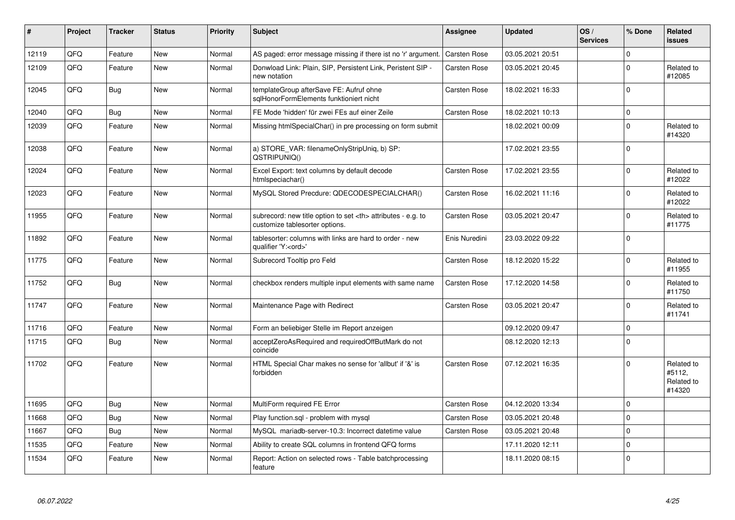| # | Project | Tracker | Status | Priority | Subject | Assignee | Updated | OS / Services | % Done | Related issues |
|---|---|---|---|---|---|---|---|---|---|---|
| 12119 | QFQ | Feature | New | Normal | AS paged: error message missing if there ist no 'r' argument. | Carsten Rose | 03.05.2021 20:51 | | 0 | |
| 12109 | QFQ | Feature | New | Normal | Donwload Link: Plain, SIP, Persistent Link, Peristent SIP - new notation | Carsten Rose | 03.05.2021 20:45 | | 0 | Related to #12085 |
| 12045 | QFQ | Bug | New | Normal | templateGroup afterSave FE: Aufruf ohne sqlHonorFormElements funktioniert nicht | Carsten Rose | 18.02.2021 16:33 | | 0 | |
| 12040 | QFQ | Bug | New | Normal | FE Mode 'hidden' für zwei FEs auf einer Zeile | Carsten Rose | 18.02.2021 10:13 | | 0 | |
| 12039 | QFQ | Feature | New | Normal | Missing htmlSpecialChar() in pre processing on form submit | | 18.02.2021 00:09 | | 0 | Related to #14320 |
| 12038 | QFQ | Feature | New | Normal | a) STORE_VAR: filenameOnlyStripUniq, b) SP: QSTRIPUNIQ() | | 17.02.2021 23:55 | | 0 | |
| 12024 | QFQ | Feature | New | Normal | Excel Export: text columns by default decode htmlspeciachar() | Carsten Rose | 17.02.2021 23:55 | | 0 | Related to #12022 |
| 12023 | QFQ | Feature | New | Normal | MySQL Stored Precdure: QDECODESPECIALCHAR() | Carsten Rose | 16.02.2021 11:16 | | 0 | Related to #12022 |
| 11955 | QFQ | Feature | New | Normal | subrecord: new title option to set <th> attributes - e.g. to customize tablesorter options. | Carsten Rose | 03.05.2021 20:47 | | 0 | Related to #11775 |
| 11892 | QFQ | Feature | New | Normal | tablesorter: columns with links are hard to order - new qualifier 'Y:<ord>' | Enis Nuredini | 23.03.2022 09:22 | | 0 | |
| 11775 | QFQ | Feature | New | Normal | Subrecord Tooltip pro Feld | Carsten Rose | 18.12.2020 15:22 | | 0 | Related to #11955 |
| 11752 | QFQ | Bug | New | Normal | checkbox renders multiple input elements with same name | Carsten Rose | 17.12.2020 14:58 | | 0 | Related to #11750 |
| 11747 | QFQ | Feature | New | Normal | Maintenance Page with Redirect | Carsten Rose | 03.05.2021 20:47 | | 0 | Related to #11741 |
| 11716 | QFQ | Feature | New | Normal | Form an beliebiger Stelle im Report anzeigen | | 09.12.2020 09:47 | | 0 | |
| 11715 | QFQ | Bug | New | Normal | acceptZeroAsRequired and requiredOffButMark do not coincide | | 08.12.2020 12:13 | | 0 | |
| 11702 | QFQ | Feature | New | Normal | HTML Special Char makes no sense for 'allbut' if '&' is forbidden | Carsten Rose | 07.12.2021 16:35 | | 0 | Related to #5112, Related to #14320 |
| 11695 | QFQ | Bug | New | Normal | MultiForm required FE Error | Carsten Rose | 04.12.2020 13:34 | | 0 | |
| 11668 | QFQ | Bug | New | Normal | Play function.sql - problem with mysql | Carsten Rose | 03.05.2021 20:48 | | 0 | |
| 11667 | QFQ | Bug | New | Normal | MySQL mariadb-server-10.3: Incorrect datetime value | Carsten Rose | 03.05.2021 20:48 | | 0 | |
| 11535 | QFQ | Feature | New | Normal | Ability to create SQL columns in frontend QFQ forms | | 17.11.2020 12:11 | | 0 | |
| 11534 | QFQ | Feature | New | Normal | Report: Action on selected rows - Table batchprocessing feature | | 18.11.2020 08:15 | | 0 | |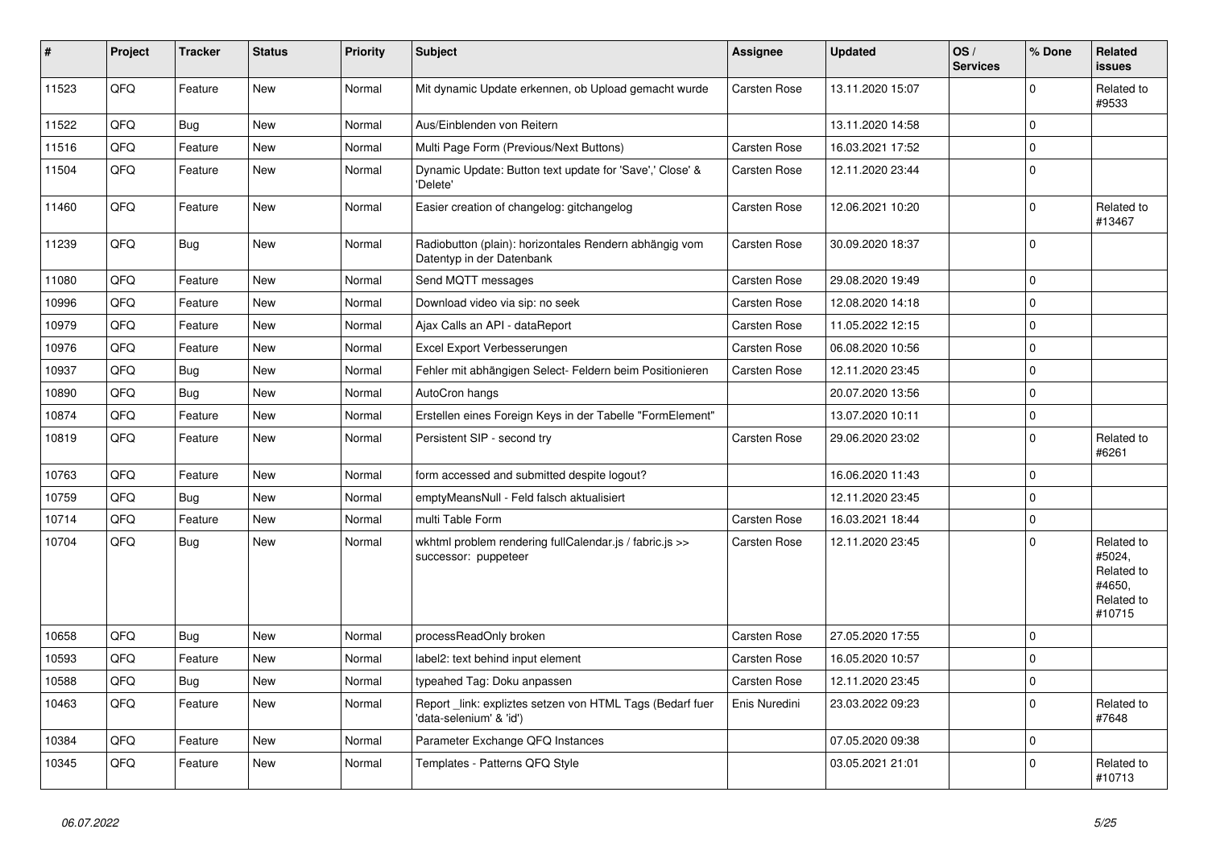| # | Project | Tracker | Status | Priority | Subject | Assignee | Updated | OS / Services | % Done | Related issues |
|---|---|---|---|---|---|---|---|---|---|---|
| 11523 | QFQ | Feature | New | Normal | Mit dynamic Update erkennen, ob Upload gemacht wurde | Carsten Rose | 13.11.2020 15:07 | | 0 | Related to #9533 |
| 11522 | QFQ | Bug | New | Normal | Aus/Einblenden von Reitern | | 13.11.2020 14:58 | | 0 | |
| 11516 | QFQ | Feature | New | Normal | Multi Page Form (Previous/Next Buttons) | Carsten Rose | 16.03.2021 17:52 | | 0 | |
| 11504 | QFQ | Feature | New | Normal | Dynamic Update: Button text update for 'Save',' Close' & 'Delete' | Carsten Rose | 12.11.2020 23:44 | | 0 | |
| 11460 | QFQ | Feature | New | Normal | Easier creation of changelog: gitchangelog | Carsten Rose | 12.06.2021 10:20 | | 0 | Related to #13467 |
| 11239 | QFQ | Bug | New | Normal | Radiobutton (plain): horizontales Rendern abhängig vom Datentyp in der Datenbank | Carsten Rose | 30.09.2020 18:37 | | 0 | |
| 11080 | QFQ | Feature | New | Normal | Send MQTT messages | Carsten Rose | 29.08.2020 19:49 | | 0 | |
| 10996 | QFQ | Feature | New | Normal | Download video via sip: no seek | Carsten Rose | 12.08.2020 14:18 | | 0 | |
| 10979 | QFQ | Feature | New | Normal | Ajax Calls an API - dataReport | Carsten Rose | 11.05.2022 12:15 | | 0 | |
| 10976 | QFQ | Feature | New | Normal | Excel Export Verbesserungen | Carsten Rose | 06.08.2020 10:56 | | 0 | |
| 10937 | QFQ | Bug | New | Normal | Fehler mit abhängigen Select- Feldern beim Positionieren | Carsten Rose | 12.11.2020 23:45 | | 0 | |
| 10890 | QFQ | Bug | New | Normal | AutoCron hangs | | 20.07.2020 13:56 | | 0 | |
| 10874 | QFQ | Feature | New | Normal | Erstellen eines Foreign Keys in der Tabelle "FormElement" | | 13.07.2020 10:11 | | 0 | |
| 10819 | QFQ | Feature | New | Normal | Persistent SIP - second try | Carsten Rose | 29.06.2020 23:02 | | 0 | Related to #6261 |
| 10763 | QFQ | Feature | New | Normal | form accessed and submitted despite logout? | | 16.06.2020 11:43 | | 0 | |
| 10759 | QFQ | Bug | New | Normal | emptyMeansNull - Feld falsch aktualisiert | | 12.11.2020 23:45 | | 0 | |
| 10714 | QFQ | Feature | New | Normal | multi Table Form | Carsten Rose | 16.03.2021 18:44 | | 0 | |
| 10704 | QFQ | Bug | New | Normal | wkhtml problem rendering fullCalendar.js / fabric.js >> successor: puppeteer | Carsten Rose | 12.11.2020 23:45 | | 0 | Related to #5024, Related to #4650, Related to #10715 |
| 10658 | QFQ | Bug | New | Normal | processReadOnly broken | Carsten Rose | 27.05.2020 17:55 | | 0 | |
| 10593 | QFQ | Feature | New | Normal | label2: text behind input element | Carsten Rose | 16.05.2020 10:57 | | 0 | |
| 10588 | QFQ | Bug | New | Normal | typeahed Tag: Doku anpassen | Carsten Rose | 12.11.2020 23:45 | | 0 | |
| 10463 | QFQ | Feature | New | Normal | Report _link: expliztes setzen von HTML Tags (Bedarf fuer 'data-selenium' & 'id') | Enis Nuredini | 23.03.2022 09:23 | | 0 | Related to #7648 |
| 10384 | QFQ | Feature | New | Normal | Parameter Exchange QFQ Instances | | 07.05.2020 09:38 | | 0 | |
| 10345 | QFQ | Feature | New | Normal | Templates - Patterns QFQ Style | | 03.05.2021 21:01 | | 0 | Related to #10713 |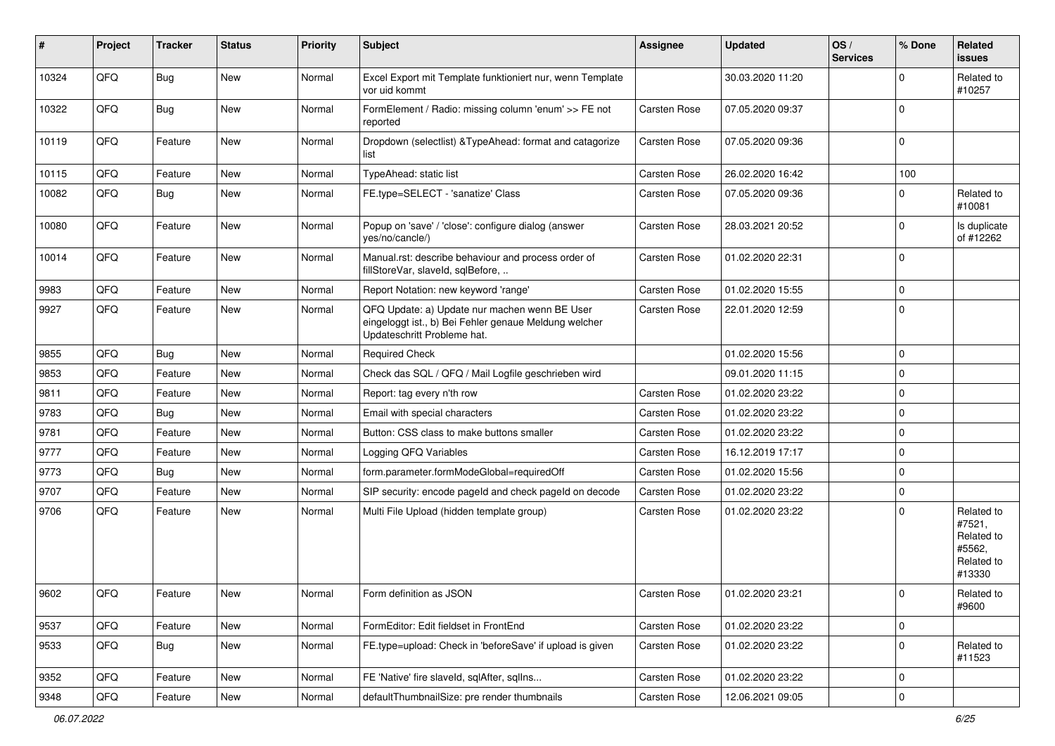| # | Project | Tracker | Status | Priority | Subject | Assignee | Updated | OS / Services | % Done | Related issues |
|---|---|---|---|---|---|---|---|---|---|---|
| 10324 | QFQ | Bug | New | Normal | Excel Export mit Template funktioniert nur, wenn Template vor uid kommt | | 30.03.2020 11:20 | | 0 | Related to #10257 |
| 10322 | QFQ | Bug | New | Normal | FormElement / Radio: missing column 'enum' >> FE not reported | Carsten Rose | 07.05.2020 09:37 | | 0 | |
| 10119 | QFQ | Feature | New | Normal | Dropdown (selectlist) &TypeAhead: format and catagorize list | Carsten Rose | 07.05.2020 09:36 | | 0 | |
| 10115 | QFQ | Feature | New | Normal | TypeAhead: static list | Carsten Rose | 26.02.2020 16:42 | | 100 | |
| 10082 | QFQ | Bug | New | Normal | FE.type=SELECT - 'sanatize' Class | Carsten Rose | 07.05.2020 09:36 | | 0 | Related to #10081 |
| 10080 | QFQ | Feature | New | Normal | Popup on 'save' / 'close': configure dialog (answer yes/no/cancle/) | Carsten Rose | 28.03.2021 20:52 | | 0 | Is duplicate of #12262 |
| 10014 | QFQ | Feature | New | Normal | Manual.rst: describe behaviour and process order of fillStoreVar, slaveId, sqlBefore, .. | Carsten Rose | 01.02.2020 22:31 | | 0 | |
| 9983 | QFQ | Feature | New | Normal | Report Notation: new keyword 'range' | Carsten Rose | 01.02.2020 15:55 | | 0 | |
| 9927 | QFQ | Feature | New | Normal | QFQ Update: a) Update nur machen wenn BE User eingeloggt ist., b) Bei Fehler genaue Meldung welcher Updateschritt Probleme hat. | Carsten Rose | 22.01.2020 12:59 | | 0 | |
| 9855 | QFQ | Bug | New | Normal | Required Check | | 01.02.2020 15:56 | | 0 | |
| 9853 | QFQ | Feature | New | Normal | Check das SQL / QFQ / Mail Logfile geschrieben wird | | 09.01.2020 11:15 | | 0 | |
| 9811 | QFQ | Feature | New | Normal | Report: tag every n'th row | Carsten Rose | 01.02.2020 23:22 | | 0 | |
| 9783 | QFQ | Bug | New | Normal | Email with special characters | Carsten Rose | 01.02.2020 23:22 | | 0 | |
| 9781 | QFQ | Feature | New | Normal | Button: CSS class to make buttons smaller | Carsten Rose | 01.02.2020 23:22 | | 0 | |
| 9777 | QFQ | Feature | New | Normal | Logging QFQ Variables | Carsten Rose | 16.12.2019 17:17 | | 0 | |
| 9773 | QFQ | Bug | New | Normal | form.parameter.formModeGlobal=requiredOff | Carsten Rose | 01.02.2020 15:56 | | 0 | |
| 9707 | QFQ | Feature | New | Normal | SIP security: encode pageId and check pageId on decode | Carsten Rose | 01.02.2020 23:22 | | 0 | |
| 9706 | QFQ | Feature | New | Normal | Multi File Upload (hidden template group) | Carsten Rose | 01.02.2020 23:22 | | 0 | Related to #7521, Related to #5562, Related to #13330 |
| 9602 | QFQ | Feature | New | Normal | Form definition as JSON | Carsten Rose | 01.02.2020 23:21 | | 0 | Related to #9600 |
| 9537 | QFQ | Feature | New | Normal | FormEditor: Edit fieldset in FrontEnd | Carsten Rose | 01.02.2020 23:22 | | 0 | |
| 9533 | QFQ | Bug | New | Normal | FE.type=upload: Check in 'beforeSave' if upload is given | Carsten Rose | 01.02.2020 23:22 | | 0 | Related to #11523 |
| 9352 | QFQ | Feature | New | Normal | FE 'Native' fire slaveId, sqlAfter, sqlIns... | Carsten Rose | 01.02.2020 23:22 | | 0 | |
| 9348 | QFQ | Feature | New | Normal | defaultThumbnailSize: pre render thumbnails | Carsten Rose | 12.06.2021 09:05 | | 0 | |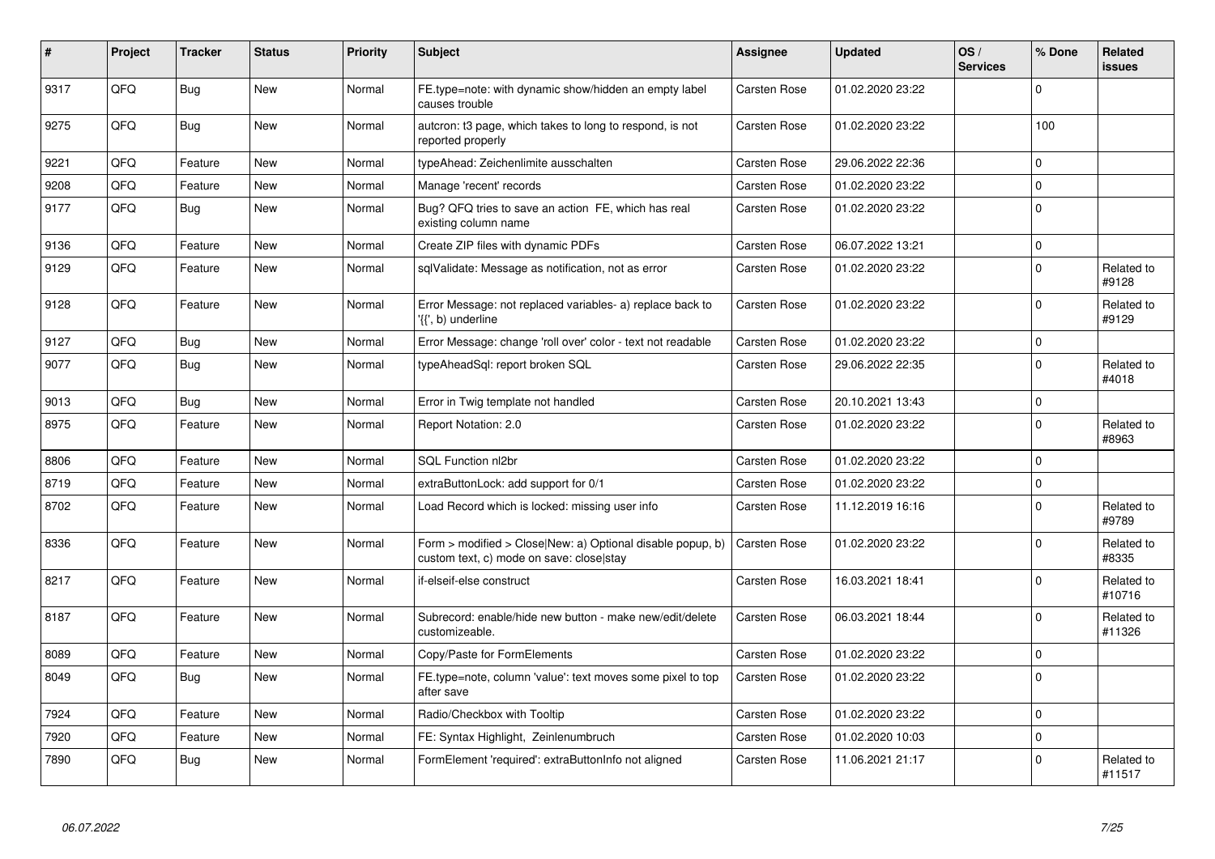| # | Project | Tracker | Status | Priority | Subject | Assignee | Updated | OS / Services | % Done | Related issues |
|---|---|---|---|---|---|---|---|---|---|---|
| 9317 | QFQ | Bug | New | Normal | FE.type=note: with dynamic show/hidden an empty label causes trouble | Carsten Rose | 01.02.2020 23:22 | | 0 | |
| 9275 | QFQ | Bug | New | Normal | autcron: t3 page, which takes to long to respond, is not reported properly | Carsten Rose | 01.02.2020 23:22 | | 100 | |
| 9221 | QFQ | Feature | New | Normal | typeAhead: Zeichenlimite ausschalten | Carsten Rose | 29.06.2022 22:36 | | 0 | |
| 9208 | QFQ | Feature | New | Normal | Manage 'recent' records | Carsten Rose | 01.02.2020 23:22 | | 0 | |
| 9177 | QFQ | Bug | New | Normal | Bug? QFQ tries to save an action FE, which has real existing column name | Carsten Rose | 01.02.2020 23:22 | | 0 | |
| 9136 | QFQ | Feature | New | Normal | Create ZIP files with dynamic PDFs | Carsten Rose | 06.07.2022 13:21 | | 0 | |
| 9129 | QFQ | Feature | New | Normal | sqlValidate: Message as notification, not as error | Carsten Rose | 01.02.2020 23:22 | | 0 | Related to #9128 |
| 9128 | QFQ | Feature | New | Normal | Error Message: not replaced variables- a) replace back to '{{', b) underline | Carsten Rose | 01.02.2020 23:22 | | 0 | Related to #9129 |
| 9127 | QFQ | Bug | New | Normal | Error Message: change 'roll over' color - text not readable | Carsten Rose | 01.02.2020 23:22 | | 0 | |
| 9077 | QFQ | Bug | New | Normal | typeAheadSql: report broken SQL | Carsten Rose | 29.06.2022 22:35 | | 0 | Related to #4018 |
| 9013 | QFQ | Bug | New | Normal | Error in Twig template not handled | Carsten Rose | 20.10.2021 13:43 | | 0 | |
| 8975 | QFQ | Feature | New | Normal | Report Notation: 2.0 | Carsten Rose | 01.02.2020 23:22 | | 0 | Related to #8963 |
| 8806 | QFQ | Feature | New | Normal | SQL Function nl2br | Carsten Rose | 01.02.2020 23:22 | | 0 | |
| 8719 | QFQ | Feature | New | Normal | extraButtonLock: add support for 0/1 | Carsten Rose | 01.02.2020 23:22 | | 0 | |
| 8702 | QFQ | Feature | New | Normal | Load Record which is locked: missing user info | Carsten Rose | 11.12.2019 16:16 | | 0 | Related to #9789 |
| 8336 | QFQ | Feature | New | Normal | Form > modified > Close\|New: a) Optional disable popup, b) custom text, c) mode on save: close\|stay | Carsten Rose | 01.02.2020 23:22 | | 0 | Related to #8335 |
| 8217 | QFQ | Feature | New | Normal | if-elseif-else construct | Carsten Rose | 16.03.2021 18:41 | | 0 | Related to #10716 |
| 8187 | QFQ | Feature | New | Normal | Subrecord: enable/hide new button - make new/edit/delete customizeable. | Carsten Rose | 06.03.2021 18:44 | | 0 | Related to #11326 |
| 8089 | QFQ | Feature | New | Normal | Copy/Paste for FormElements | Carsten Rose | 01.02.2020 23:22 | | 0 | |
| 8049 | QFQ | Bug | New | Normal | FE.type=note, column 'value': text moves some pixel to top after save | Carsten Rose | 01.02.2020 23:22 | | 0 | |
| 7924 | QFQ | Feature | New | Normal | Radio/Checkbox with Tooltip | Carsten Rose | 01.02.2020 23:22 | | 0 | |
| 7920 | QFQ | Feature | New | Normal | FE: Syntax Highlight, Zeinlenumbruch | Carsten Rose | 01.02.2020 10:03 | | 0 | |
| 7890 | QFQ | Bug | New | Normal | FormElement 'required': extraButtonInfo not aligned | Carsten Rose | 11.06.2021 21:17 | | 0 | Related to #11517 |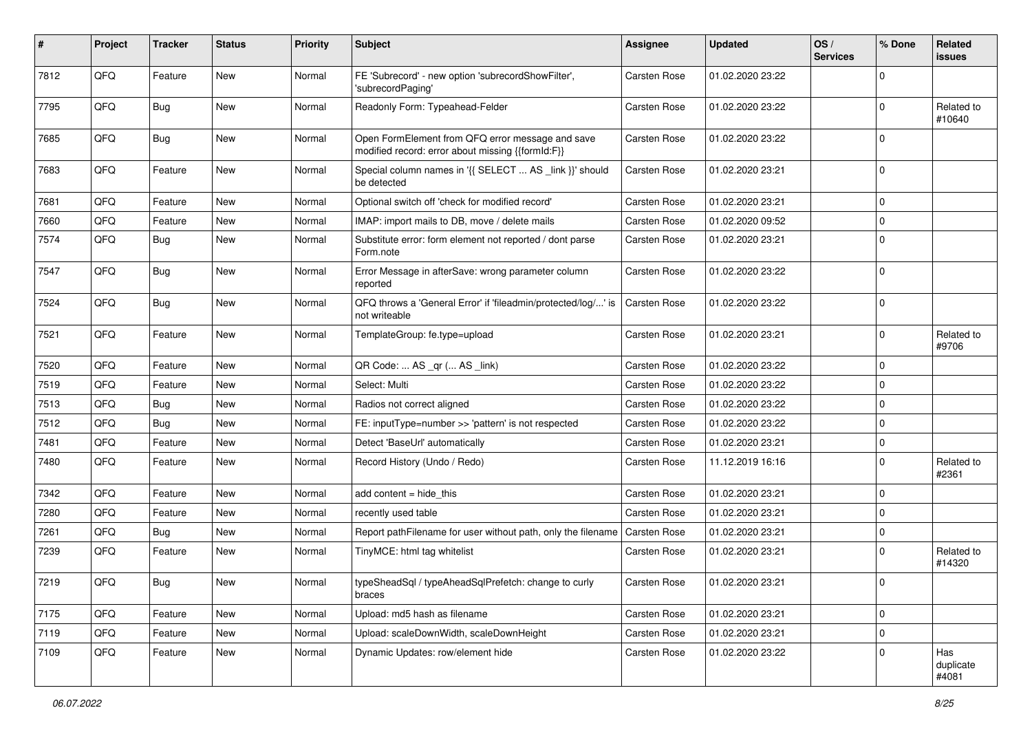| # | Project | Tracker | Status | Priority | Subject | Assignee | Updated | OS / Services | % Done | Related issues |
|---|---|---|---|---|---|---|---|---|---|---|
| 7812 | QFQ | Feature | New | Normal | FE 'Subrecord' - new option 'subrecordShowFilter', 'subrecordPaging' | Carsten Rose | 01.02.2020 23:22 | | 0 | |
| 7795 | QFQ | Bug | New | Normal | Readonly Form: Typeahead-Felder | Carsten Rose | 01.02.2020 23:22 | | 0 | Related to #10640 |
| 7685 | QFQ | Bug | New | Normal | Open FormElement from QFQ error message and save modified record: error about missing {{formId:F}} | Carsten Rose | 01.02.2020 23:22 | | 0 | |
| 7683 | QFQ | Feature | New | Normal | Special column names in '{{ SELECT ... AS _link }}' should be detected | Carsten Rose | 01.02.2020 23:21 | | 0 | |
| 7681 | QFQ | Feature | New | Normal | Optional switch off 'check for modified record' | Carsten Rose | 01.02.2020 23:21 | | 0 | |
| 7660 | QFQ | Feature | New | Normal | IMAP: import mails to DB, move / delete mails | Carsten Rose | 01.02.2020 09:52 | | 0 | |
| 7574 | QFQ | Bug | New | Normal | Substitute error: form element not reported / dont parse Form.note | Carsten Rose | 01.02.2020 23:21 | | 0 | |
| 7547 | QFQ | Bug | New | Normal | Error Message in afterSave: wrong parameter column reported | Carsten Rose | 01.02.2020 23:22 | | 0 | |
| 7524 | QFQ | Bug | New | Normal | QFQ throws a 'General Error' if 'fileadmin/protected/log/...' is not writeable | Carsten Rose | 01.02.2020 23:22 | | 0 | |
| 7521 | QFQ | Feature | New | Normal | TemplateGroup: fe.type=upload | Carsten Rose | 01.02.2020 23:21 | | 0 | Related to #9706 |
| 7520 | QFQ | Feature | New | Normal | QR Code: ... AS _qr ( ... AS _link) | Carsten Rose | 01.02.2020 23:22 | | 0 | |
| 7519 | QFQ | Feature | New | Normal | Select: Multi | Carsten Rose | 01.02.2020 23:22 | | 0 | |
| 7513 | QFQ | Bug | New | Normal | Radios not correct aligned | Carsten Rose | 01.02.2020 23:22 | | 0 | |
| 7512 | QFQ | Bug | New | Normal | FE: inputType=number >> 'pattern' is not respected | Carsten Rose | 01.02.2020 23:22 | | 0 | |
| 7481 | QFQ | Feature | New | Normal | Detect 'BaseUrl' automatically | Carsten Rose | 01.02.2020 23:21 | | 0 | |
| 7480 | QFQ | Feature | New | Normal | Record History (Undo / Redo) | Carsten Rose | 11.12.2019 16:16 | | 0 | Related to #2361 |
| 7342 | QFQ | Feature | New | Normal | add content = hide_this | Carsten Rose | 01.02.2020 23:21 | | 0 | |
| 7280 | QFQ | Feature | New | Normal | recently used table | Carsten Rose | 01.02.2020 23:21 | | 0 | |
| 7261 | QFQ | Bug | New | Normal | Report pathFilename for user without path, only the filename | Carsten Rose | 01.02.2020 23:21 | | 0 | |
| 7239 | QFQ | Feature | New | Normal | TinyMCE: html tag whitelist | Carsten Rose | 01.02.2020 23:21 | | 0 | Related to #14320 |
| 7219 | QFQ | Bug | New | Normal | typeSheadSql / typeAheadSqlPrefetch: change to curly braces | Carsten Rose | 01.02.2020 23:21 | | 0 | |
| 7175 | QFQ | Feature | New | Normal | Upload: md5 hash as filename | Carsten Rose | 01.02.2020 23:21 | | 0 | |
| 7119 | QFQ | Feature | New | Normal | Upload: scaleDownWidth, scaleDownHeight | Carsten Rose | 01.02.2020 23:21 | | 0 | |
| 7109 | QFQ | Feature | New | Normal | Dynamic Updates: row/element hide | Carsten Rose | 01.02.2020 23:22 | | 0 | Has duplicate #4081 |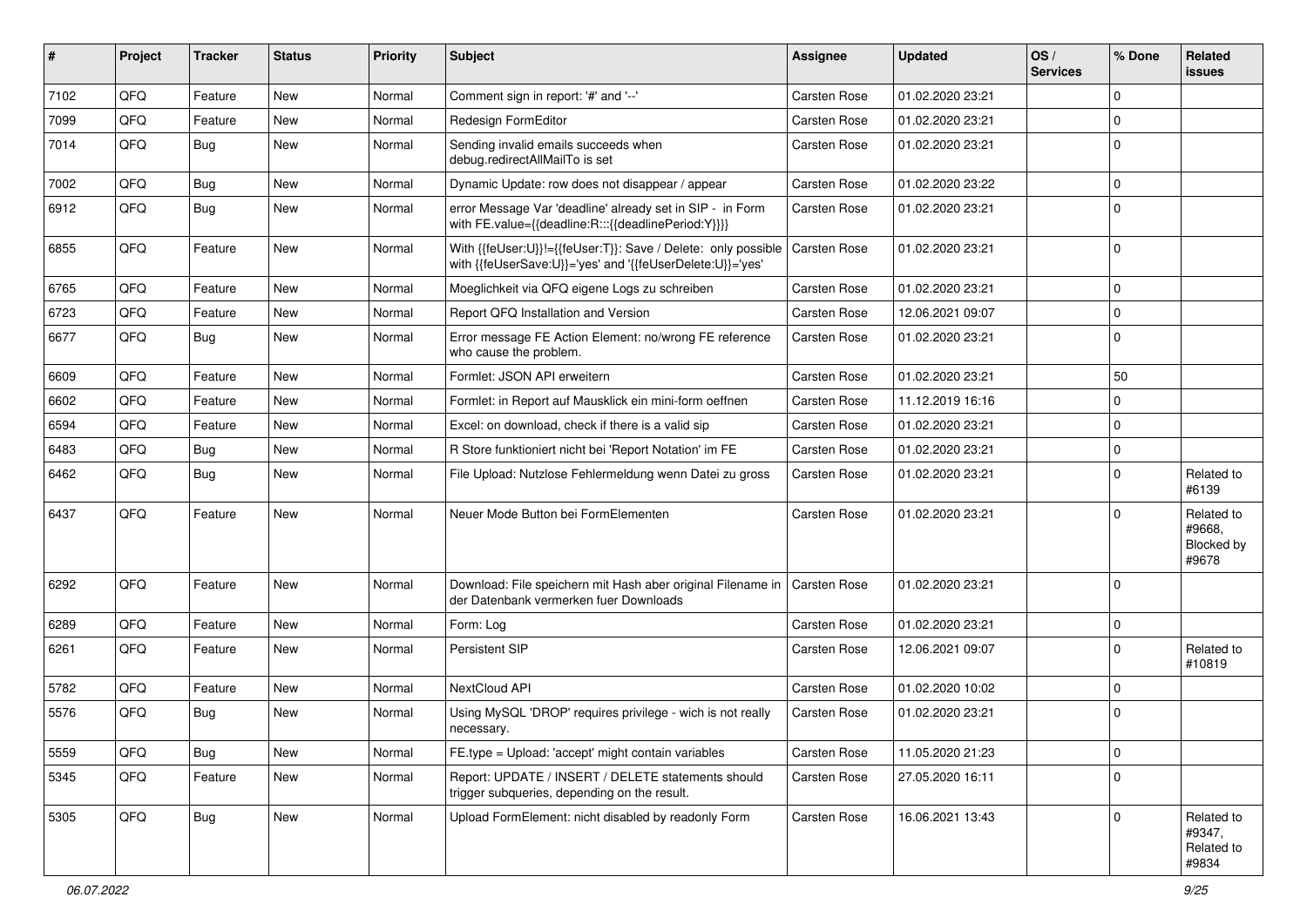| # | Project | Tracker | Status | Priority | Subject | Assignee | Updated | OS / Services | % Done | Related issues |
|---|---|---|---|---|---|---|---|---|---|---|
| 7102 | QFQ | Feature | New | Normal | Comment sign in report: '#' and '--' | Carsten Rose | 01.02.2020 23:21 | | 0 | |
| 7099 | QFQ | Feature | New | Normal | Redesign FormEditor | Carsten Rose | 01.02.2020 23:21 | | 0 | |
| 7014 | QFQ | Bug | New | Normal | Sending invalid emails succeeds when debug.redirectAllMailTo is set | Carsten Rose | 01.02.2020 23:21 | | 0 | |
| 7002 | QFQ | Bug | New | Normal | Dynamic Update: row does not disappear / appear | Carsten Rose | 01.02.2020 23:22 | | 0 | |
| 6912 | QFQ | Bug | New | Normal | error Message Var 'deadline' already set in SIP - in Form with FE.value={{deadline:R:::{{deadlinePeriod:Y}}}} | Carsten Rose | 01.02.2020 23:21 | | 0 | |
| 6855 | QFQ | Feature | New | Normal | With {{feUser:U}}!={{feUser:T}}: Save / Delete: only possible with {{feUserSave:U}}='yes' and '{{feUserDelete:U}}='yes' | Carsten Rose | 01.02.2020 23:21 | | 0 | |
| 6765 | QFQ | Feature | New | Normal | Moeglichkeit via QFQ eigene Logs zu schreiben | Carsten Rose | 01.02.2020 23:21 | | 0 | |
| 6723 | QFQ | Feature | New | Normal | Report QFQ Installation and Version | Carsten Rose | 12.06.2021 09:07 | | 0 | |
| 6677 | QFQ | Bug | New | Normal | Error message FE Action Element: no/wrong FE reference who cause the problem. | Carsten Rose | 01.02.2020 23:21 | | 0 | |
| 6609 | QFQ | Feature | New | Normal | Formlet: JSON API erweitern | Carsten Rose | 01.02.2020 23:21 | | 50 | |
| 6602 | QFQ | Feature | New | Normal | Formlet: in Report auf Mausklick ein mini-form oeffnen | Carsten Rose | 11.12.2019 16:16 | | 0 | |
| 6594 | QFQ | Feature | New | Normal | Excel: on download, check if there is a valid sip | Carsten Rose | 01.02.2020 23:21 | | 0 | |
| 6483 | QFQ | Bug | New | Normal | R Store funktioniert nicht bei 'Report Notation' im FE | Carsten Rose | 01.02.2020 23:21 | | 0 | |
| 6462 | QFQ | Bug | New | Normal | File Upload: Nutzlose Fehlermeldung wenn Datei zu gross | Carsten Rose | 01.02.2020 23:21 | | 0 | Related to #6139 |
| 6437 | QFQ | Feature | New | Normal | Neuer Mode Button bei FormElementen | Carsten Rose | 01.02.2020 23:21 | | 0 | Related to #9668, Blocked by #9678 |
| 6292 | QFQ | Feature | New | Normal | Download: File speichern mit Hash aber original Filename in der Datenbank vermerken fuer Downloads | Carsten Rose | 01.02.2020 23:21 | | 0 | |
| 6289 | QFQ | Feature | New | Normal | Form: Log | Carsten Rose | 01.02.2020 23:21 | | 0 | |
| 6261 | QFQ | Feature | New | Normal | Persistent SIP | Carsten Rose | 12.06.2021 09:07 | | 0 | Related to #10819 |
| 5782 | QFQ | Feature | New | Normal | NextCloud API | Carsten Rose | 01.02.2020 10:02 | | 0 | |
| 5576 | QFQ | Bug | New | Normal | Using MySQL 'DROP' requires privilege - wich is not really necessary. | Carsten Rose | 01.02.2020 23:21 | | 0 | |
| 5559 | QFQ | Bug | New | Normal | FE.type = Upload: 'accept' might contain variables | Carsten Rose | 11.05.2020 21:23 | | 0 | |
| 5345 | QFQ | Feature | New | Normal | Report: UPDATE / INSERT / DELETE statements should trigger subqueries, depending on the result. | Carsten Rose | 27.05.2020 16:11 | | 0 | |
| 5305 | QFQ | Bug | New | Normal | Upload FormElement: nicht disabled by readonly Form | Carsten Rose | 16.06.2021 13:43 | | 0 | Related to #9347, Related to #9834 |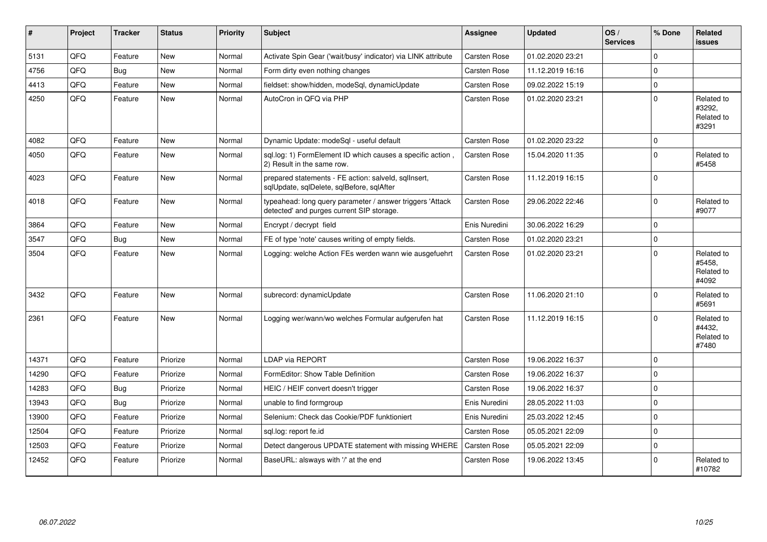| # | Project | Tracker | Status | Priority | Subject | Assignee | Updated | OS / Services | % Done | Related issues |
|---|---|---|---|---|---|---|---|---|---|---|
| 5131 | QFQ | Feature | New | Normal | Activate Spin Gear ('wait/busy' indicator) via LINK attribute | Carsten Rose | 01.02.2020 23:21 | | 0 | |
| 4756 | QFQ | Bug | New | Normal | Form dirty even nothing changes | Carsten Rose | 11.12.2019 16:16 | | 0 | |
| 4413 | QFQ | Feature | New | Normal | fieldset: show/hidden, modeSql, dynamicUpdate | Carsten Rose | 09.02.2022 15:19 | | 0 | |
| 4250 | QFQ | Feature | New | Normal | AutoCron in QFQ via PHP | Carsten Rose | 01.02.2020 23:21 | | 0 | Related to #3292, Related to #3291 |
| 4082 | QFQ | Feature | New | Normal | Dynamic Update: modeSql - useful default | Carsten Rose | 01.02.2020 23:22 | | 0 | |
| 4050 | QFQ | Feature | New | Normal | sql.log: 1) FormElement ID which causes a specific action , 2) Result in the same row. | Carsten Rose | 15.04.2020 11:35 | | 0 | Related to #5458 |
| 4023 | QFQ | Feature | New | Normal | prepared statements - FE action: salveld, sqlInsert, sqlUpdate, sqlDelete, sqlBefore, sqlAfter | Carsten Rose | 11.12.2019 16:15 | | 0 | |
| 4018 | QFQ | Feature | New | Normal | typeahead: long query parameter / answer triggers 'Attack detected' and purges current SIP storage. | Carsten Rose | 29.06.2022 22:46 | | 0 | Related to #9077 |
| 3864 | QFQ | Feature | New | Normal | Encrypt / decrypt field | Enis Nuredini | 30.06.2022 16:29 | | 0 | |
| 3547 | QFQ | Bug | New | Normal | FE of type 'note' causes writing of empty fields. | Carsten Rose | 01.02.2020 23:21 | | 0 | |
| 3504 | QFQ | Feature | New | Normal | Logging: welche Action FEs werden wann wie ausgefuehrt | Carsten Rose | 01.02.2020 23:21 | | 0 | Related to #5458, Related to #4092 |
| 3432 | QFQ | Feature | New | Normal | subrecord: dynamicUpdate | Carsten Rose | 11.06.2020 21:10 | | 0 | Related to #5691 |
| 2361 | QFQ | Feature | New | Normal | Logging wer/wann/wo welches Formular aufgerufen hat | Carsten Rose | 11.12.2019 16:15 | | 0 | Related to #4432, Related to #7480 |
| 14371 | QFQ | Feature | Priorize | Normal | LDAP via REPORT | Carsten Rose | 19.06.2022 16:37 | | 0 | |
| 14290 | QFQ | Feature | Priorize | Normal | FormEditor: Show Table Definition | Carsten Rose | 19.06.2022 16:37 | | 0 | |
| 14283 | QFQ | Bug | Priorize | Normal | HEIC / HEIF convert doesn't trigger | Carsten Rose | 19.06.2022 16:37 | | 0 | |
| 13943 | QFQ | Bug | Priorize | Normal | unable to find formgroup | Enis Nuredini | 28.05.2022 11:03 | | 0 | |
| 13900 | QFQ | Feature | Priorize | Normal | Selenium: Check das Cookie/PDF funktioniert | Enis Nuredini | 25.03.2022 12:45 | | 0 | |
| 12504 | QFQ | Feature | Priorize | Normal | sql.log: report fe.id | Carsten Rose | 05.05.2021 22:09 | | 0 | |
| 12503 | QFQ | Feature | Priorize | Normal | Detect dangerous UPDATE statement with missing WHERE | Carsten Rose | 05.05.2021 22:09 | | 0 | |
| 12452 | QFQ | Feature | Priorize | Normal | BaseURL: alsways with '/' at the end | Carsten Rose | 19.06.2022 13:45 | | 0 | Related to #10782 |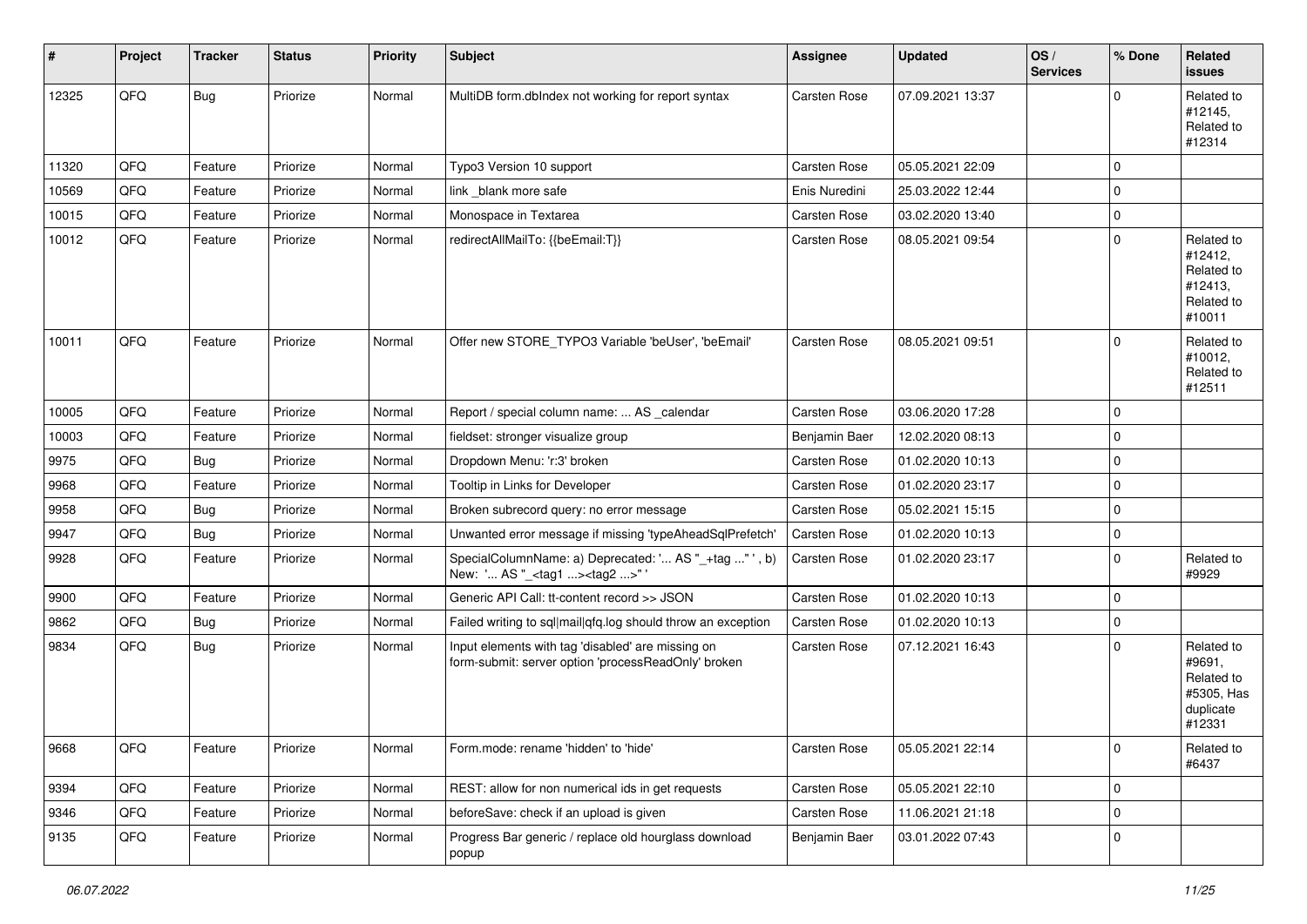| # | Project | Tracker | Status | Priority | Subject | Assignee | Updated | OS / Services | % Done | Related issues |
|---|---|---|---|---|---|---|---|---|---|---|
| 12325 | QFQ | Bug | Priorize | Normal | MultiDB form.dbIndex not working for report syntax | Carsten Rose | 07.09.2021 13:37 | | 0 | Related to #12145, Related to #12314 |
| 11320 | QFQ | Feature | Priorize | Normal | Typo3 Version 10 support | Carsten Rose | 05.05.2021 22:09 | | 0 | |
| 10569 | QFQ | Feature | Priorize | Normal | link _blank more safe | Enis Nuredini | 25.03.2022 12:44 | | 0 | |
| 10015 | QFQ | Feature | Priorize | Normal | Monospace in Textarea | Carsten Rose | 03.02.2020 13:40 | | 0 | |
| 10012 | QFQ | Feature | Priorize | Normal | redirectAllMailTo: {{beEmail:T}} | Carsten Rose | 08.05.2021 09:54 | | 0 | Related to #12412, Related to #12413, Related to #10011 |
| 10011 | QFQ | Feature | Priorize | Normal | Offer new STORE_TYPO3 Variable 'beUser', 'beEmail' | Carsten Rose | 08.05.2021 09:51 | | 0 | Related to #10012, Related to #12511 |
| 10005 | QFQ | Feature | Priorize | Normal | Report / special column name: ... AS _calendar | Carsten Rose | 03.06.2020 17:28 | | 0 | |
| 10003 | QFQ | Feature | Priorize | Normal | fieldset: stronger visualize group | Benjamin Baer | 12.02.2020 08:13 | | 0 | |
| 9975 | QFQ | Bug | Priorize | Normal | Dropdown Menu: 'r:3' broken | Carsten Rose | 01.02.2020 10:13 | | 0 | |
| 9968 | QFQ | Feature | Priorize | Normal | Tooltip in Links for Developer | Carsten Rose | 01.02.2020 23:17 | | 0 | |
| 9958 | QFQ | Bug | Priorize | Normal | Broken subrecord query: no error message | Carsten Rose | 05.02.2021 15:15 | | 0 | |
| 9947 | QFQ | Bug | Priorize | Normal | Unwanted error message if missing 'typeAheadSqlPrefetch' | Carsten Rose | 01.02.2020 10:13 | | 0 | |
| 9928 | QFQ | Feature | Priorize | Normal | SpecialColumnName: a) Deprecated: '... AS "_+tag ..." ', b) New: '... AS "_<tag1 ...><tag2 ...>" ' | Carsten Rose | 01.02.2020 23:17 | | 0 | Related to #9929 |
| 9900 | QFQ | Feature | Priorize | Normal | Generic API Call: tt-content record >> JSON | Carsten Rose | 01.02.2020 10:13 | | 0 | |
| 9862 | QFQ | Bug | Priorize | Normal | Failed writing to sql\|mail\|qfq.log should throw an exception | Carsten Rose | 01.02.2020 10:13 | | 0 | |
| 9834 | QFQ | Bug | Priorize | Normal | Input elements with tag 'disabled' are missing on form-submit: server option 'processReadOnly' broken | Carsten Rose | 07.12.2021 16:43 | | 0 | Related to #9691, Related to #5305, Has duplicate #12331 |
| 9668 | QFQ | Feature | Priorize | Normal | Form.mode: rename 'hidden' to 'hide' | Carsten Rose | 05.05.2021 22:14 | | 0 | Related to #6437 |
| 9394 | QFQ | Feature | Priorize | Normal | REST: allow for non numerical ids in get requests | Carsten Rose | 05.05.2021 22:10 | | 0 | |
| 9346 | QFQ | Feature | Priorize | Normal | beforeSave: check if an upload is given | Carsten Rose | 11.06.2021 21:18 | | 0 | |
| 9135 | QFQ | Feature | Priorize | Normal | Progress Bar generic / replace old hourglass download popup | Benjamin Baer | 03.01.2022 07:43 | | 0 | |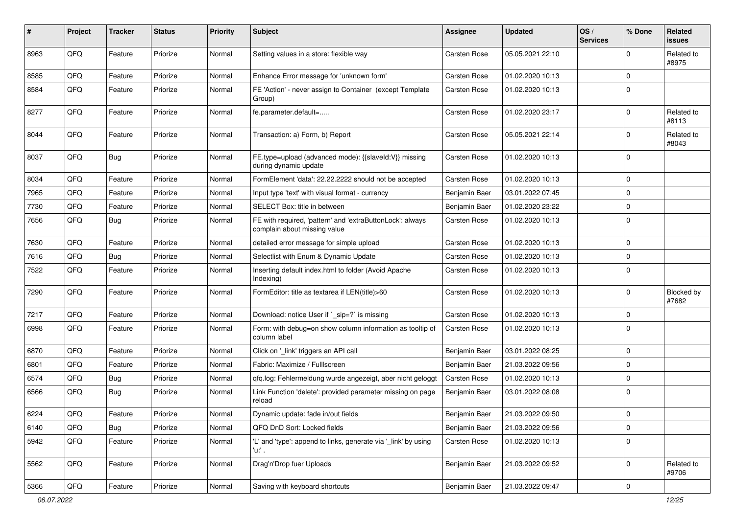| # | Project | Tracker | Status | Priority | Subject | Assignee | Updated | OS / Services | % Done | Related issues |
|---|---|---|---|---|---|---|---|---|---|---|
| 8963 | QFQ | Feature | Priorize | Normal | Setting values in a store: flexible way | Carsten Rose | 05.05.2021 22:10 | | 0 | Related to #8975 |
| 8585 | QFQ | Feature | Priorize | Normal | Enhance Error message for 'unknown form' | Carsten Rose | 01.02.2020 10:13 | | 0 | |
| 8584 | QFQ | Feature | Priorize | Normal | FE 'Action' - never assign to Container (except Template Group) | Carsten Rose | 01.02.2020 10:13 | | 0 | |
| 8277 | QFQ | Feature | Priorize | Normal | fe.parameter.default=..... | Carsten Rose | 01.02.2020 23:17 | | 0 | Related to #8113 |
| 8044 | QFQ | Feature | Priorize | Normal | Transaction: a) Form, b) Report | Carsten Rose | 05.05.2021 22:14 | | 0 | Related to #8043 |
| 8037 | QFQ | Bug | Priorize | Normal | FE.type=upload (advanced mode): {{slaveId:V}} missing during dynamic update | Carsten Rose | 01.02.2020 10:13 | | 0 | |
| 8034 | QFQ | Feature | Priorize | Normal | FormElement 'data': 22.22.2222 should not be accepted | Carsten Rose | 01.02.2020 10:13 | | 0 | |
| 7965 | QFQ | Feature | Priorize | Normal | Input type 'text' with visual format - currency | Benjamin Baer | 03.01.2022 07:45 | | 0 | |
| 7730 | QFQ | Feature | Priorize | Normal | SELECT Box: title in between | Benjamin Baer | 01.02.2020 23:22 | | 0 | |
| 7656 | QFQ | Bug | Priorize | Normal | FE with required, 'pattern' and 'extraButtonLock': always complain about missing value | Carsten Rose | 01.02.2020 10:13 | | 0 | |
| 7630 | QFQ | Feature | Priorize | Normal | detailed error message for simple upload | Carsten Rose | 01.02.2020 10:13 | | 0 | |
| 7616 | QFQ | Bug | Priorize | Normal | Selectlist with Enum & Dynamic Update | Carsten Rose | 01.02.2020 10:13 | | 0 | |
| 7522 | QFQ | Feature | Priorize | Normal | Inserting default index.html to folder (Avoid Apache Indexing) | Carsten Rose | 01.02.2020 10:13 | | 0 | |
| 7290 | QFQ | Feature | Priorize | Normal | FormEditor: title as textarea if LEN(title)>60 | Carsten Rose | 01.02.2020 10:13 | | 0 | Blocked by #7682 |
| 7217 | QFQ | Feature | Priorize | Normal | Download: notice User if `_sip=?` is missing | Carsten Rose | 01.02.2020 10:13 | | 0 | |
| 6998 | QFQ | Feature | Priorize | Normal | Form: with debug=on show column information as tooltip of column label | Carsten Rose | 01.02.2020 10:13 | | 0 | |
| 6870 | QFQ | Feature | Priorize | Normal | Click on '_link' triggers an API call | Benjamin Baer | 03.01.2022 08:25 | | 0 | |
| 6801 | QFQ | Feature | Priorize | Normal | Fabric: Maximize / FullIscreen | Benjamin Baer | 21.03.2022 09:56 | | 0 | |
| 6574 | QFQ | Bug | Priorize | Normal | qfq.log: Fehlermeldung wurde angezeigt, aber nicht geloggt | Carsten Rose | 01.02.2020 10:13 | | 0 | |
| 6566 | QFQ | Bug | Priorize | Normal | Link Function 'delete': provided parameter missing on page reload | Benjamin Baer | 03.01.2022 08:08 | | 0 | |
| 6224 | QFQ | Feature | Priorize | Normal | Dynamic update: fade in/out fields | Benjamin Baer | 21.03.2022 09:50 | | 0 | |
| 6140 | QFQ | Bug | Priorize | Normal | QFQ DnD Sort: Locked fields | Benjamin Baer | 21.03.2022 09:56 | | 0 | |
| 5942 | QFQ | Feature | Priorize | Normal | 'L' and 'type': append to links, generate via '_link' by using 'u:' . | Carsten Rose | 01.02.2020 10:13 | | 0 | |
| 5562 | QFQ | Feature | Priorize | Normal | Drag'n'Drop fuer Uploads | Benjamin Baer | 21.03.2022 09:52 | | 0 | Related to #9706 |
| 5366 | QFQ | Feature | Priorize | Normal | Saving with keyboard shortcuts | Benjamin Baer | 21.03.2022 09:47 | | 0 | |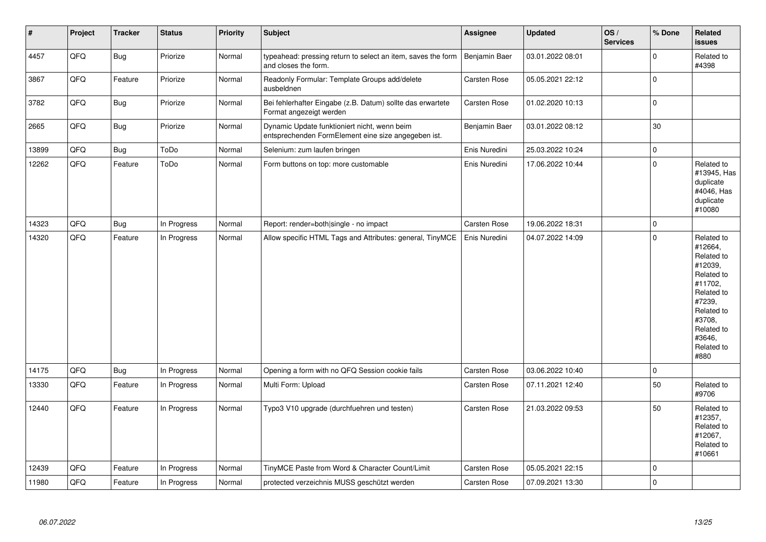| # | Project | Tracker | Status | Priority | Subject | Assignee | Updated | OS / Services | % Done | Related issues |
|---|---|---|---|---|---|---|---|---|---|---|
| 4457 | QFQ | Bug | Priorize | Normal | typeahead: pressing return to select an item, saves the form and closes the form. | Benjamin Baer | 03.01.2022 08:01 | | 0 | Related to #4398 |
| 3867 | QFQ | Feature | Priorize | Normal | Readonly Formular: Template Groups add/delete ausbeldnen | Carsten Rose | 05.05.2021 22:12 | | 0 | |
| 3782 | QFQ | Bug | Priorize | Normal | Bei fehlerhafter Eingabe (z.B. Datum) sollte das erwartete Format angezeigt werden | Carsten Rose | 01.02.2020 10:13 | | 0 | |
| 2665 | QFQ | Bug | Priorize | Normal | Dynamic Update funktioniert nicht, wenn beim entsprechenden FormElement eine size angegeben ist. | Benjamin Baer | 03.01.2022 08:12 | | 30 | |
| 13899 | QFQ | Bug | ToDo | Normal | Selenium: zum laufen bringen | Enis Nuredini | 25.03.2022 10:24 | | 0 | |
| 12262 | QFQ | Feature | ToDo | Normal | Form buttons on top: more customable | Enis Nuredini | 17.06.2022 10:44 | | 0 | Related to #13945, Has duplicate #4046, Has duplicate #10080 |
| 14323 | QFQ | Bug | In Progress | Normal | Report: render=both\|single - no impact | Carsten Rose | 19.06.2022 18:31 | | 0 | |
| 14320 | QFQ | Feature | In Progress | Normal | Allow specific HTML Tags and Attributes: general, TinyMCE | Enis Nuredini | 04.07.2022 14:09 | | 0 | Related to #12664, Related to #12039, Related to #11702, Related to #7239, Related to #3708, Related to #3646, Related to #880 |
| 14175 | QFQ | Bug | In Progress | Normal | Opening a form with no QFQ Session cookie fails | Carsten Rose | 03.06.2022 10:40 | | 0 | |
| 13330 | QFQ | Feature | In Progress | Normal | Multi Form: Upload | Carsten Rose | 07.11.2021 12:40 | | 50 | Related to #9706 |
| 12440 | QFQ | Feature | In Progress | Normal | Typo3 V10 upgrade (durchfuehren und testen) | Carsten Rose | 21.03.2022 09:53 | | 50 | Related to #12357, Related to #12067, Related to #10661 |
| 12439 | QFQ | Feature | In Progress | Normal | TinyMCE Paste from Word & Character Count/Limit | Carsten Rose | 05.05.2021 22:15 | | 0 | |
| 11980 | QFQ | Feature | In Progress | Normal | protected verzeichnis MUSS geschützt werden | Carsten Rose | 07.09.2021 13:30 | | 0 | |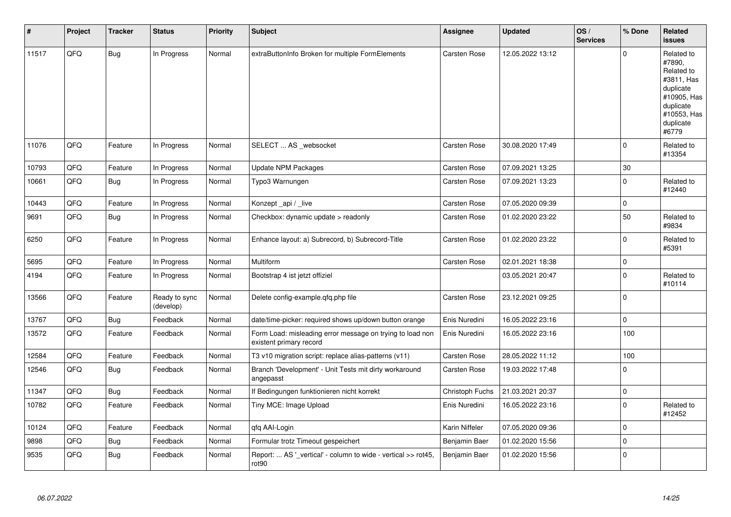| # | Project | Tracker | Status | Priority | Subject | Assignee | Updated | OS / Services | % Done | Related issues |
|---|---|---|---|---|---|---|---|---|---|---|
| 11517 | QFQ | Bug | In Progress | Normal | extraButtonInfo Broken for multiple FormElements | Carsten Rose | 12.05.2022 13:12 | | 0 | Related to #7890, Related to #3811, Has duplicate #10905, Has duplicate #10553, Has duplicate #6779 |
| 11076 | QFQ | Feature | In Progress | Normal | SELECT ... AS _websocket | Carsten Rose | 30.08.2020 17:49 | | 0 | Related to #13354 |
| 10793 | QFQ | Feature | In Progress | Normal | Update NPM Packages | Carsten Rose | 07.09.2021 13:25 | | 30 | |
| 10661 | QFQ | Bug | In Progress | Normal | Typo3 Warnungen | Carsten Rose | 07.09.2021 13:23 | | 0 | Related to #12440 |
| 10443 | QFQ | Feature | In Progress | Normal | Konzept _api / _live | Carsten Rose | 07.05.2020 09:39 | | 0 | |
| 9691 | QFQ | Bug | In Progress | Normal | Checkbox: dynamic update > readonly | Carsten Rose | 01.02.2020 23:22 | | 50 | Related to #9834 |
| 6250 | QFQ | Feature | In Progress | Normal | Enhance layout: a) Subrecord, b) Subrecord-Title | Carsten Rose | 01.02.2020 23:22 | | 0 | Related to #5391 |
| 5695 | QFQ | Feature | In Progress | Normal | Multiform | Carsten Rose | 02.01.2021 18:38 | | 0 | |
| 4194 | QFQ | Feature | In Progress | Normal | Bootstrap 4 ist jetzt offiziel | | 03.05.2021 20:47 | | 0 | Related to #10114 |
| 13566 | QFQ | Feature | Ready to sync (develop) | Normal | Delete config-example.qfq.php file | Carsten Rose | 23.12.2021 09:25 | | 0 | |
| 13767 | QFQ | Bug | Feedback | Normal | date/time-picker: required shows up/down button orange | Enis Nuredini | 16.05.2022 23:16 | | 0 | |
| 13572 | QFQ | Feature | Feedback | Normal | Form Load: misleading error message on trying to load non existent primary record | Enis Nuredini | 16.05.2022 23:16 | | 100 | |
| 12584 | QFQ | Feature | Feedback | Normal | T3 v10 migration script: replace alias-patterns (v11) | Carsten Rose | 28.05.2022 11:12 | | 100 | |
| 12546 | QFQ | Bug | Feedback | Normal | Branch 'Development' - Unit Tests mit dirty workaround angepasst | Carsten Rose | 19.03.2022 17:48 | | 0 | |
| 11347 | QFQ | Bug | Feedback | Normal | If Bedingungen funktionieren nicht korrekt | Christoph Fuchs | 21.03.2021 20:37 | | 0 | |
| 10782 | QFQ | Feature | Feedback | Normal | Tiny MCE: Image Upload | Enis Nuredini | 16.05.2022 23:16 | | 0 | Related to #12452 |
| 10124 | QFQ | Feature | Feedback | Normal | qfq AAI-Login | Karin Niffeler | 07.05.2020 09:36 | | 0 | |
| 9898 | QFQ | Bug | Feedback | Normal | Formular trotz Timeout gespeichert | Benjamin Baer | 01.02.2020 15:56 | | 0 | |
| 9535 | QFQ | Bug | Feedback | Normal | Report: ... AS '_vertical' - column to wide - vertical >> rot45, rot90 | Benjamin Baer | 01.02.2020 15:56 | | 0 | |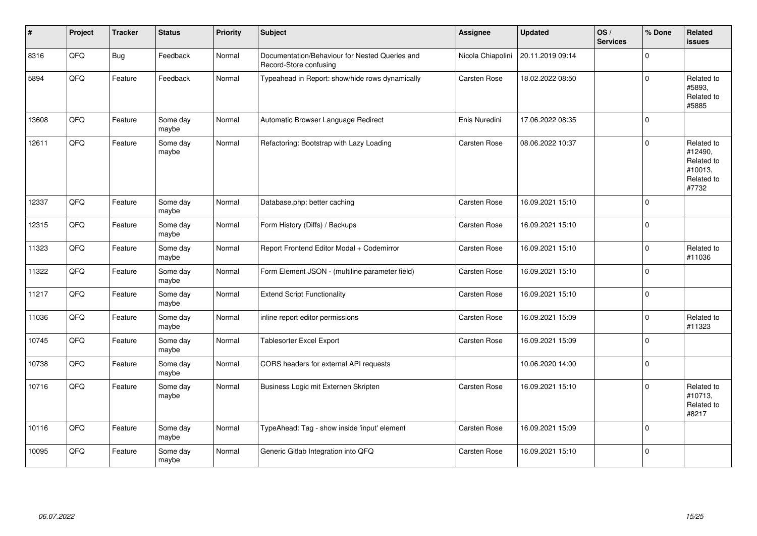| # | Project | Tracker | Status | Priority | Subject | Assignee | Updated | OS / Services | % Done | Related issues |
|---|---|---|---|---|---|---|---|---|---|---|
| 8316 | QFQ | Bug | Feedback | Normal | Documentation/Behaviour for Nested Queries and Record-Store confusing | Nicola Chiapolini | 20.11.2019 09:14 | | 0 | |
| 5894 | QFQ | Feature | Feedback | Normal | Typeahead in Report: show/hide rows dynamically | Carsten Rose | 18.02.2022 08:50 | | 0 | Related to #5893, Related to #5885 |
| 13608 | QFQ | Feature | Some day maybe | Normal | Automatic Browser Language Redirect | Enis Nuredini | 17.06.2022 08:35 | | 0 | |
| 12611 | QFQ | Feature | Some day maybe | Normal | Refactoring: Bootstrap with Lazy Loading | Carsten Rose | 08.06.2022 10:37 | | 0 | Related to #12490, Related to #10013, Related to #7732 |
| 12337 | QFQ | Feature | Some day maybe | Normal | Database.php: better caching | Carsten Rose | 16.09.2021 15:10 | | 0 | |
| 12315 | QFQ | Feature | Some day maybe | Normal | Form History (Diffs) / Backups | Carsten Rose | 16.09.2021 15:10 | | 0 | |
| 11323 | QFQ | Feature | Some day maybe | Normal | Report Frontend Editor Modal + Codemirror | Carsten Rose | 16.09.2021 15:10 | | 0 | Related to #11036 |
| 11322 | QFQ | Feature | Some day maybe | Normal | Form Element JSON - (multiline parameter field) | Carsten Rose | 16.09.2021 15:10 | | 0 | |
| 11217 | QFQ | Feature | Some day maybe | Normal | Extend Script Functionality | Carsten Rose | 16.09.2021 15:10 | | 0 | |
| 11036 | QFQ | Feature | Some day maybe | Normal | inline report editor permissions | Carsten Rose | 16.09.2021 15:09 | | 0 | Related to #11323 |
| 10745 | QFQ | Feature | Some day maybe | Normal | Tablesorter Excel Export | Carsten Rose | 16.09.2021 15:09 | | 0 | |
| 10738 | QFQ | Feature | Some day maybe | Normal | CORS headers for external API requests | | 10.06.2020 14:00 | | 0 | |
| 10716 | QFQ | Feature | Some day maybe | Normal | Business Logic mit Externen Skripten | Carsten Rose | 16.09.2021 15:10 | | 0 | Related to #10713, Related to #8217 |
| 10116 | QFQ | Feature | Some day maybe | Normal | TypeAhead: Tag - show inside 'input' element | Carsten Rose | 16.09.2021 15:09 | | 0 | |
| 10095 | QFQ | Feature | Some day maybe | Normal | Generic Gitlab Integration into QFQ | Carsten Rose | 16.09.2021 15:10 | | 0 | |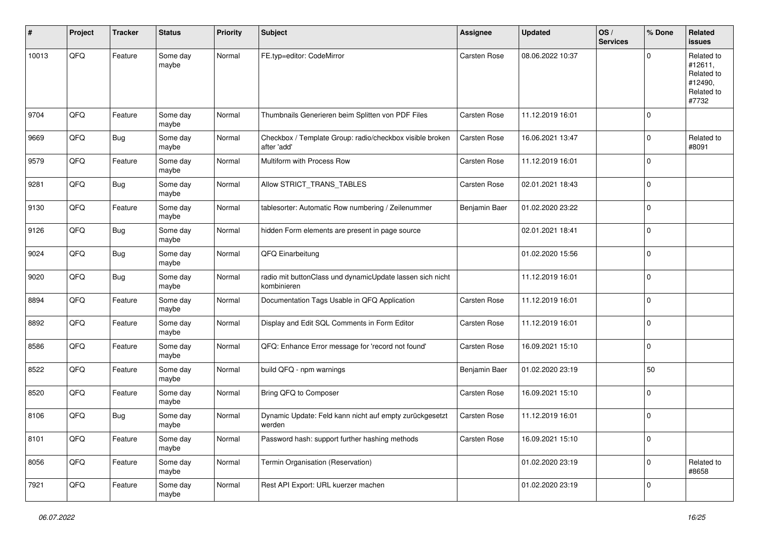| # | Project | Tracker | Status | Priority | Subject | Assignee | Updated | OS / Services | % Done | Related issues |
|---|---|---|---|---|---|---|---|---|---|---|
| 10013 | QFQ | Feature | Some day maybe | Normal | FE.typ=editor: CodeMirror | Carsten Rose | 08.06.2022 10:37 | | 0 | Related to #12611, Related to #12490, Related to #7732 |
| 9704 | QFQ | Feature | Some day maybe | Normal | Thumbnails Generieren beim Splitten von PDF Files | Carsten Rose | 11.12.2019 16:01 | | 0 | |
| 9669 | QFQ | Bug | Some day maybe | Normal | Checkbox / Template Group: radio/checkbox visible broken after 'add' | Carsten Rose | 16.06.2021 13:47 | | 0 | Related to #8091 |
| 9579 | QFQ | Feature | Some day maybe | Normal | Multiform with Process Row | Carsten Rose | 11.12.2019 16:01 | | 0 | |
| 9281 | QFQ | Bug | Some day maybe | Normal | Allow STRICT_TRANS_TABLES | Carsten Rose | 02.01.2021 18:43 | | 0 | |
| 9130 | QFQ | Feature | Some day maybe | Normal | tablesorter: Automatic Row numbering / Zeilenummer | Benjamin Baer | 01.02.2020 23:22 | | 0 | |
| 9126 | QFQ | Bug | Some day maybe | Normal | hidden Form elements are present in page source | | 02.01.2021 18:41 | | 0 | |
| 9024 | QFQ | Bug | Some day maybe | Normal | QFQ Einarbeitung | | 01.02.2020 15:56 | | 0 | |
| 9020 | QFQ | Bug | Some day maybe | Normal | radio mit buttonClass und dynamicUpdate lassen sich nicht kombinieren | | 11.12.2019 16:01 | | 0 | |
| 8894 | QFQ | Feature | Some day maybe | Normal | Documentation Tags Usable in QFQ Application | Carsten Rose | 11.12.2019 16:01 | | 0 | |
| 8892 | QFQ | Feature | Some day maybe | Normal | Display and Edit SQL Comments in Form Editor | Carsten Rose | 11.12.2019 16:01 | | 0 | |
| 8586 | QFQ | Feature | Some day maybe | Normal | QFQ: Enhance Error message for 'record not found' | Carsten Rose | 16.09.2021 15:10 | | 0 | |
| 8522 | QFQ | Feature | Some day maybe | Normal | build QFQ - npm warnings | Benjamin Baer | 01.02.2020 23:19 | | 50 | |
| 8520 | QFQ | Feature | Some day maybe | Normal | Bring QFQ to Composer | Carsten Rose | 16.09.2021 15:10 | | 0 | |
| 8106 | QFQ | Bug | Some day maybe | Normal | Dynamic Update: Feld kann nicht auf empty zurückgesetzt werden | Carsten Rose | 11.12.2019 16:01 | | 0 | |
| 8101 | QFQ | Feature | Some day maybe | Normal | Password hash: support further hashing methods | Carsten Rose | 16.09.2021 15:10 | | 0 | |
| 8056 | QFQ | Feature | Some day maybe | Normal | Termin Organisation (Reservation) | | 01.02.2020 23:19 | | 0 | Related to #8658 |
| 7921 | QFQ | Feature | Some day maybe | Normal | Rest API Export: URL kuerzer machen | | 01.02.2020 23:19 | | 0 | |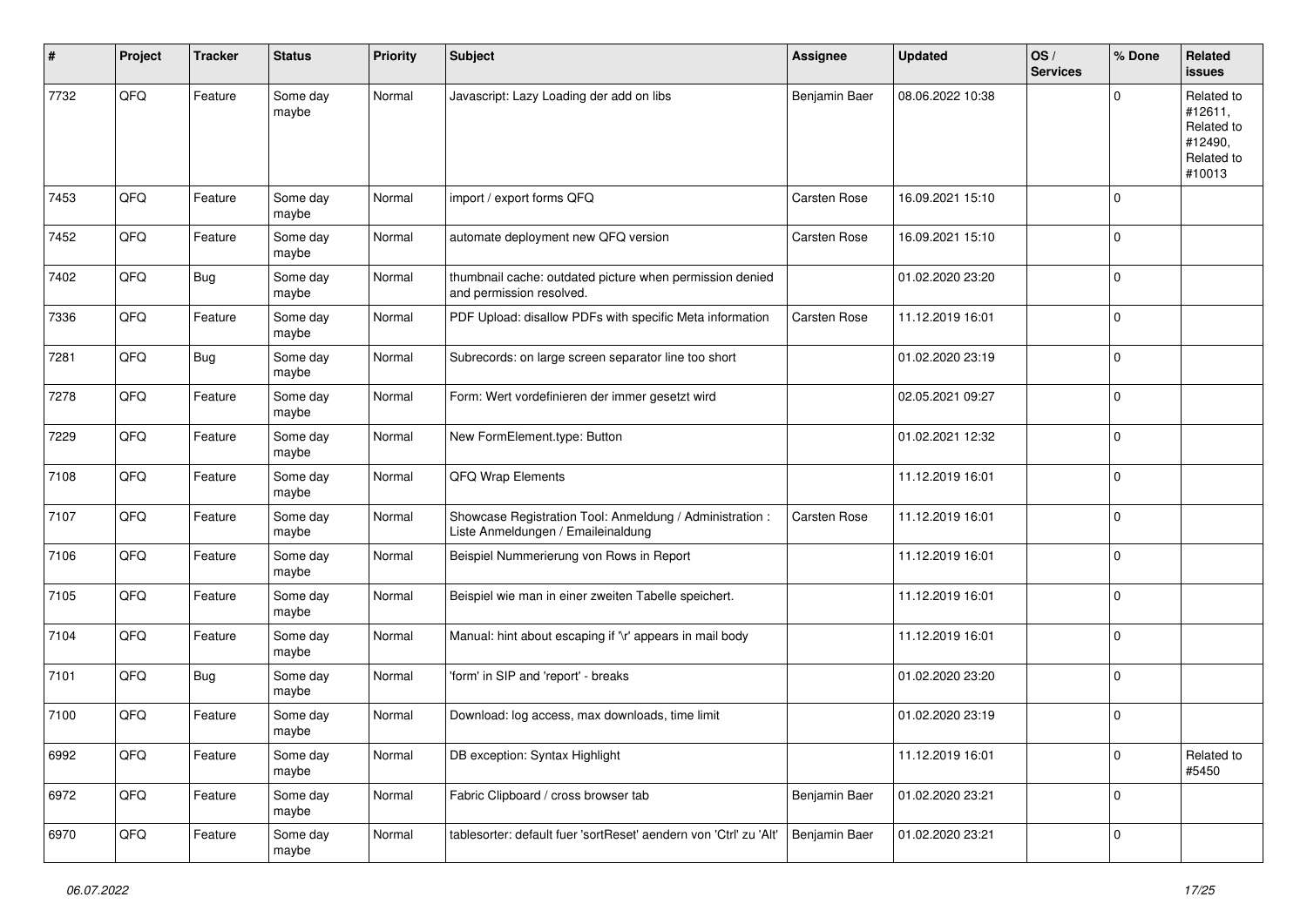| # | Project | Tracker | Status | Priority | Subject | Assignee | Updated | OS / Services | % Done | Related issues |
|---|---|---|---|---|---|---|---|---|---|---|
| 7732 | QFQ | Feature | Some day maybe | Normal | Javascript: Lazy Loading der add on libs | Benjamin Baer | 08.06.2022 10:38 | | 0 | Related to #12611, Related to #12490, Related to #10013 |
| 7453 | QFQ | Feature | Some day maybe | Normal | import / export forms QFQ | Carsten Rose | 16.09.2021 15:10 | | 0 | |
| 7452 | QFQ | Feature | Some day maybe | Normal | automate deployment new QFQ version | Carsten Rose | 16.09.2021 15:10 | | 0 | |
| 7402 | QFQ | Bug | Some day maybe | Normal | thumbnail cache: outdated picture when permission denied and permission resolved. | | 01.02.2020 23:20 | | 0 | |
| 7336 | QFQ | Feature | Some day maybe | Normal | PDF Upload: disallow PDFs with specific Meta information | Carsten Rose | 11.12.2019 16:01 | | 0 | |
| 7281 | QFQ | Bug | Some day maybe | Normal | Subrecords: on large screen separator line too short | | 01.02.2020 23:19 | | 0 | |
| 7278 | QFQ | Feature | Some day maybe | Normal | Form: Wert vordefinieren der immer gesetzt wird | | 02.05.2021 09:27 | | 0 | |
| 7229 | QFQ | Feature | Some day maybe | Normal | New FormElement.type: Button | | 01.02.2021 12:32 | | 0 | |
| 7108 | QFQ | Feature | Some day maybe | Normal | QFQ Wrap Elements | | 11.12.2019 16:01 | | 0 | |
| 7107 | QFQ | Feature | Some day maybe | Normal | Showcase Registration Tool: Anmeldung / Administration : Liste Anmeldungen / Emaileinaldung | Carsten Rose | 11.12.2019 16:01 | | 0 | |
| 7106 | QFQ | Feature | Some day maybe | Normal | Beispiel Nummerierung von Rows in Report | | 11.12.2019 16:01 | | 0 | |
| 7105 | QFQ | Feature | Some day maybe | Normal | Beispiel wie man in einer zweiten Tabelle speichert. | | 11.12.2019 16:01 | | 0 | |
| 7104 | QFQ | Feature | Some day maybe | Normal | Manual: hint about escaping if '\r' appears in mail body | | 11.12.2019 16:01 | | 0 | |
| 7101 | QFQ | Bug | Some day maybe | Normal | 'form' in SIP and 'report' - breaks | | 01.02.2020 23:20 | | 0 | |
| 7100 | QFQ | Feature | Some day maybe | Normal | Download: log access, max downloads, time limit | | 01.02.2020 23:19 | | 0 | |
| 6992 | QFQ | Feature | Some day maybe | Normal | DB exception: Syntax Highlight | | 11.12.2019 16:01 | | 0 | Related to #5450 |
| 6972 | QFQ | Feature | Some day maybe | Normal | Fabric Clipboard / cross browser tab | Benjamin Baer | 01.02.2020 23:21 | | 0 | |
| 6970 | QFQ | Feature | Some day maybe | Normal | tablesorter: default fuer 'sortReset' aendern von 'Ctrl' zu 'Alt' | Benjamin Baer | 01.02.2020 23:21 | | 0 | |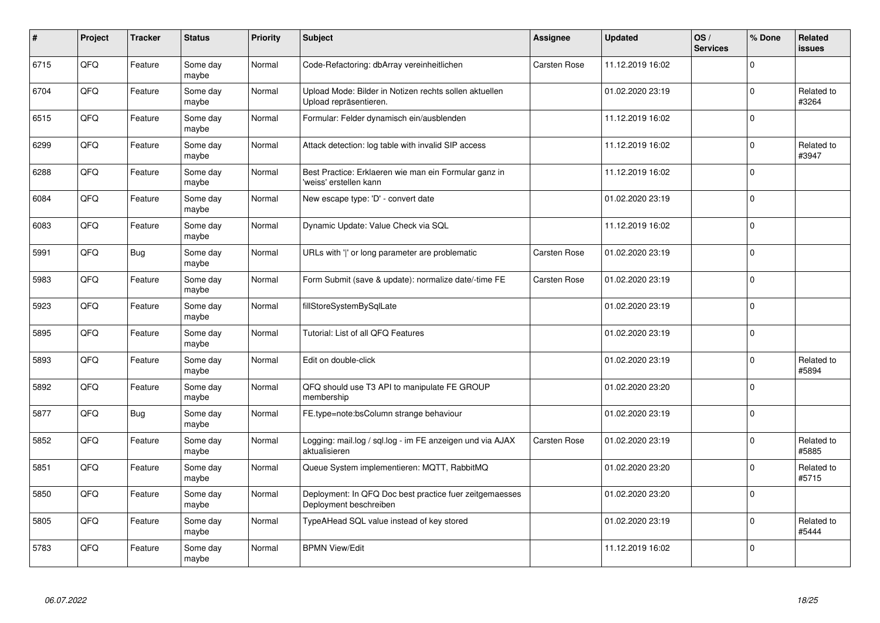| # | Project | Tracker | Status | Priority | Subject | Assignee | Updated | OS / Services | % Done | Related issues |
|---|---|---|---|---|---|---|---|---|---|---|
| 6715 | QFQ | Feature | Some day maybe | Normal | Code-Refactoring: dbArray vereinheitlichen | Carsten Rose | 11.12.2019 16:02 | | 0 | |
| 6704 | QFQ | Feature | Some day maybe | Normal | Upload Mode: Bilder in Notizen rechts sollen aktuellen Upload repräsentieren. | | 01.02.2020 23:19 | | 0 | Related to #3264 |
| 6515 | QFQ | Feature | Some day maybe | Normal | Formular: Felder dynamisch ein/ausblenden | | 11.12.2019 16:02 | | 0 | |
| 6299 | QFQ | Feature | Some day maybe | Normal | Attack detection: log table with invalid SIP access | | 11.12.2019 16:02 | | 0 | Related to #3947 |
| 6288 | QFQ | Feature | Some day maybe | Normal | Best Practice: Erklaeren wie man ein Formular ganz in 'weiss' erstellen kann | | 11.12.2019 16:02 | | 0 | |
| 6084 | QFQ | Feature | Some day maybe | Normal | New escape type: 'D' - convert date | | 01.02.2020 23:19 | | 0 | |
| 6083 | QFQ | Feature | Some day maybe | Normal | Dynamic Update: Value Check via SQL | | 11.12.2019 16:02 | | 0 | |
| 5991 | QFQ | Bug | Some day maybe | Normal | URLs with '&#124;' or long parameter are problematic | Carsten Rose | 01.02.2020 23:19 | | 0 | |
| 5983 | QFQ | Feature | Some day maybe | Normal | Form Submit (save & update): normalize date/-time FE | Carsten Rose | 01.02.2020 23:19 | | 0 | |
| 5923 | QFQ | Feature | Some day maybe | Normal | fillStoreSystemBySqlLate | | 01.02.2020 23:19 | | 0 | |
| 5895 | QFQ | Feature | Some day maybe | Normal | Tutorial: List of all QFQ Features | | 01.02.2020 23:19 | | 0 | |
| 5893 | QFQ | Feature | Some day maybe | Normal | Edit on double-click | | 01.02.2020 23:19 | | 0 | Related to #5894 |
| 5892 | QFQ | Feature | Some day maybe | Normal | QFQ should use T3 API to manipulate FE GROUP membership | | 01.02.2020 23:20 | | 0 | |
| 5877 | QFQ | Bug | Some day maybe | Normal | FE.type=note:bsColumn strange behaviour | | 01.02.2020 23:19 | | 0 | |
| 5852 | QFQ | Feature | Some day maybe | Normal | Logging: mail.log / sql.log - im FE anzeigen und via AJAX aktualisieren | Carsten Rose | 01.02.2020 23:19 | | 0 | Related to #5885 |
| 5851 | QFQ | Feature | Some day maybe | Normal | Queue System implementieren: MQTT, RabbitMQ | | 01.02.2020 23:20 | | 0 | Related to #5715 |
| 5850 | QFQ | Feature | Some day maybe | Normal | Deployment: In QFQ Doc best practice fuer zeitgemaesses Deployment beschreiben | | 01.02.2020 23:20 | | 0 | |
| 5805 | QFQ | Feature | Some day maybe | Normal | TypeAHead SQL value instead of key stored | | 01.02.2020 23:19 | | 0 | Related to #5444 |
| 5783 | QFQ | Feature | Some day maybe | Normal | BPMN View/Edit | | 11.12.2019 16:02 | | 0 | |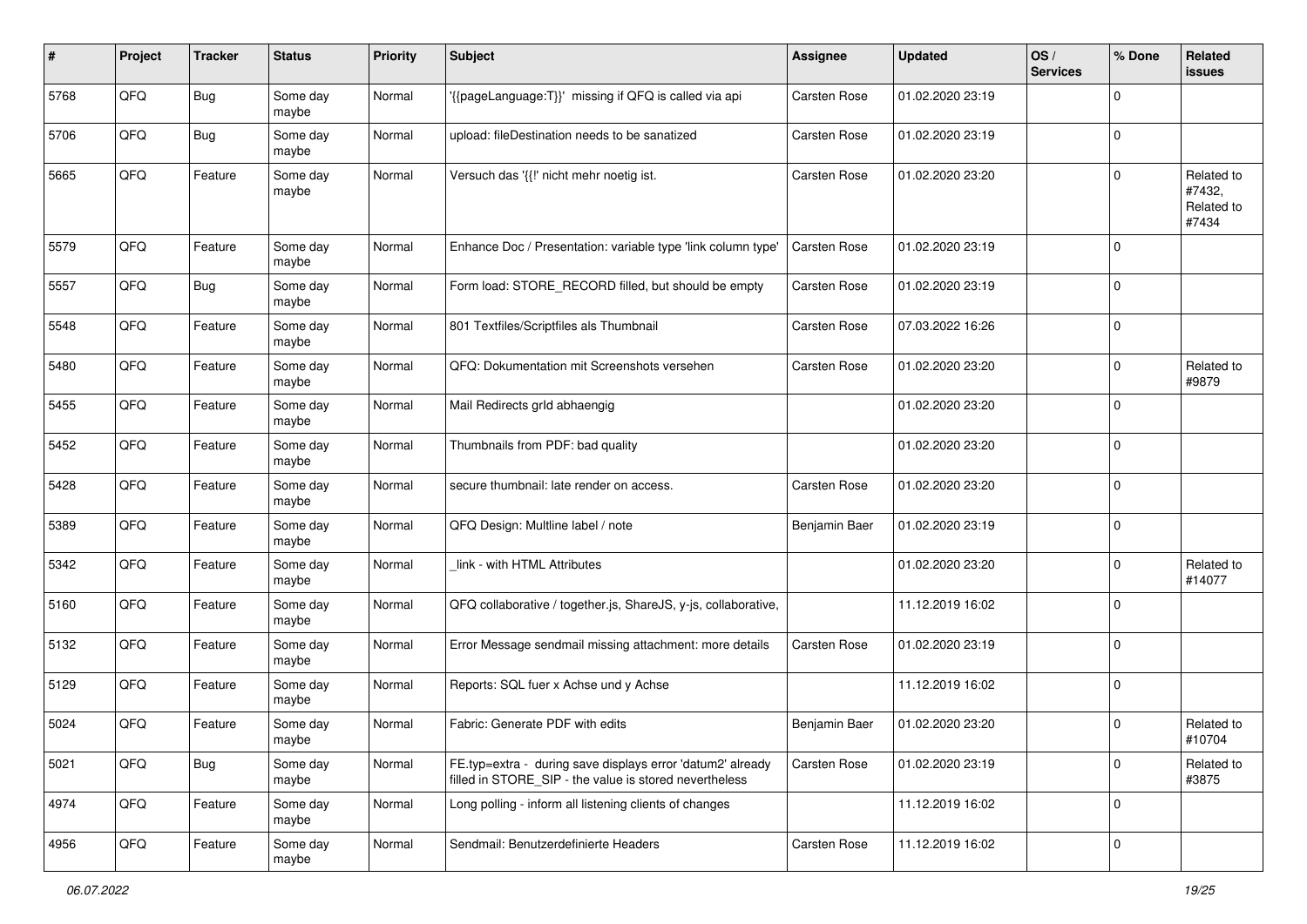| # | Project | Tracker | Status | Priority | Subject | Assignee | Updated | OS / Services | % Done | Related issues |
|---|---|---|---|---|---|---|---|---|---|---|
| 5768 | QFQ | Bug | Some day maybe | Normal | '{{pageLanguage:T}}' missing if QFQ is called via api | Carsten Rose | 01.02.2020 23:19 | | 0 | |
| 5706 | QFQ | Bug | Some day maybe | Normal | upload: fileDestination needs to be sanatized | Carsten Rose | 01.02.2020 23:19 | | 0 | |
| 5665 | QFQ | Feature | Some day maybe | Normal | Versuch das '{{!' nicht mehr noetig ist. | Carsten Rose | 01.02.2020 23:20 | | 0 | Related to #7432, Related to #7434 |
| 5579 | QFQ | Feature | Some day maybe | Normal | Enhance Doc / Presentation: variable type 'link column type' | Carsten Rose | 01.02.2020 23:19 | | 0 | |
| 5557 | QFQ | Bug | Some day maybe | Normal | Form load: STORE_RECORD filled, but should be empty | Carsten Rose | 01.02.2020 23:19 | | 0 | |
| 5548 | QFQ | Feature | Some day maybe | Normal | 801 Textfiles/Scriptfiles als Thumbnail | Carsten Rose | 07.03.2022 16:26 | | 0 | |
| 5480 | QFQ | Feature | Some day maybe | Normal | QFQ: Dokumentation mit Screenshots versehen | Carsten Rose | 01.02.2020 23:20 | | 0 | Related to #9879 |
| 5455 | QFQ | Feature | Some day maybe | Normal | Mail Redirects grId abhaengig | | 01.02.2020 23:20 | | 0 | |
| 5452 | QFQ | Feature | Some day maybe | Normal | Thumbnails from PDF: bad quality | | 01.02.2020 23:20 | | 0 | |
| 5428 | QFQ | Feature | Some day maybe | Normal | secure thumbnail: late render on access. | Carsten Rose | 01.02.2020 23:20 | | 0 | |
| 5389 | QFQ | Feature | Some day maybe | Normal | QFQ Design: Multline label / note | Benjamin Baer | 01.02.2020 23:19 | | 0 | |
| 5342 | QFQ | Feature | Some day maybe | Normal | _link - with HTML Attributes | | 01.02.2020 23:20 | | 0 | Related to #14077 |
| 5160 | QFQ | Feature | Some day maybe | Normal | QFQ collaborative / together.js, ShareJS, y-js, collaborative, | | 11.12.2019 16:02 | | 0 | |
| 5132 | QFQ | Feature | Some day maybe | Normal | Error Message sendmail missing attachment: more details | Carsten Rose | 01.02.2020 23:19 | | 0 | |
| 5129 | QFQ | Feature | Some day maybe | Normal | Reports: SQL fuer x Achse und y Achse | | 11.12.2019 16:02 | | 0 | |
| 5024 | QFQ | Feature | Some day maybe | Normal | Fabric: Generate PDF with edits | Benjamin Baer | 01.02.2020 23:20 | | 0 | Related to #10704 |
| 5021 | QFQ | Bug | Some day maybe | Normal | FE.typ=extra - during save displays error 'datum2' already filled in STORE_SIP - the value is stored nevertheless | Carsten Rose | 01.02.2020 23:19 | | 0 | Related to #3875 |
| 4974 | QFQ | Feature | Some day maybe | Normal | Long polling - inform all listening clients of changes | | 11.12.2019 16:02 | | 0 | |
| 4956 | QFQ | Feature | Some day maybe | Normal | Sendmail: Benutzerdefinierte Headers | Carsten Rose | 11.12.2019 16:02 | | 0 | |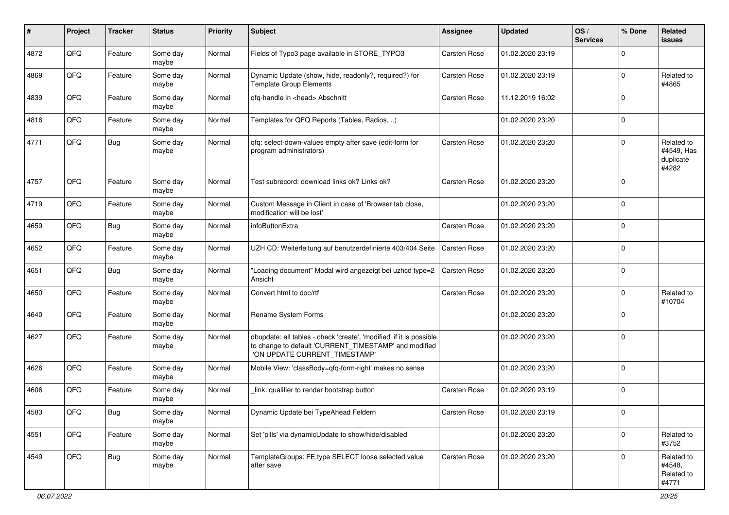| # | Project | Tracker | Status | Priority | Subject | Assignee | Updated | OS / Services | % Done | Related issues |
|---|---|---|---|---|---|---|---|---|---|---|
| 4872 | QFQ | Feature | Some day maybe | Normal | Fields of Typo3 page available in STORE_TYPO3 | Carsten Rose | 01.02.2020 23:19 | | 0 | |
| 4869 | QFQ | Feature | Some day maybe | Normal | Dynamic Update (show, hide, readonly?, required?) for Template Group Elements | Carsten Rose | 01.02.2020 23:19 | | 0 | Related to #4865 |
| 4839 | QFQ | Feature | Some day maybe | Normal | qfq-handle in <head> Abschnitt | Carsten Rose | 11.12.2019 16:02 | | 0 | |
| 4816 | QFQ | Feature | Some day maybe | Normal | Templates for QFQ Reports (Tables, Radios, ..) | | 01.02.2020 23:20 | | 0 | |
| 4771 | QFQ | Bug | Some day maybe | Normal | qfq: select-down-values empty after save (edit-form for program administrators) | Carsten Rose | 01.02.2020 23:20 | | 0 | Related to #4549, Has duplicate #4282 |
| 4757 | QFQ | Feature | Some day maybe | Normal | Test subrecord: download links ok? Links ok? | Carsten Rose | 01.02.2020 23:20 | | 0 | |
| 4719 | QFQ | Feature | Some day maybe | Normal | Custom Message in Client in case of 'Browser tab close, modification will be lost' | | 01.02.2020 23:20 | | 0 | |
| 4659 | QFQ | Bug | Some day maybe | Normal | infoButtonExtra | Carsten Rose | 01.02.2020 23:20 | | 0 | |
| 4652 | QFQ | Feature | Some day maybe | Normal | UZH CD: Weiterleitung auf benutzerdefinierte 403/404 Seite | Carsten Rose | 01.02.2020 23:20 | | 0 | |
| 4651 | QFQ | Bug | Some day maybe | Normal | "Loading document" Modal wird angezeigt bei uzhcd type=2 Ansicht | Carsten Rose | 01.02.2020 23:20 | | 0 | |
| 4650 | QFQ | Feature | Some day maybe | Normal | Convert html to doc/rtf | Carsten Rose | 01.02.2020 23:20 | | 0 | Related to #10704 |
| 4640 | QFQ | Feature | Some day maybe | Normal | Rename System Forms | | 01.02.2020 23:20 | | 0 | |
| 4627 | QFQ | Feature | Some day maybe | Normal | dbupdate: all tables - check 'create', 'modified' if it is possible to change to default 'CURRENT_TIMESTAMP' and modified 'ON UPDATE CURRENT_TIMESTAMP' | | 01.02.2020 23:20 | | 0 | |
| 4626 | QFQ | Feature | Some day maybe | Normal | Mobile View: 'classBody=qfq-form-right' makes no sense | | 01.02.2020 23:20 | | 0 | |
| 4606 | QFQ | Feature | Some day maybe | Normal | _link: qualifier to render bootstrap button | Carsten Rose | 01.02.2020 23:19 | | 0 | |
| 4583 | QFQ | Bug | Some day maybe | Normal | Dynamic Update bei TypeAhead Feldern | Carsten Rose | 01.02.2020 23:19 | | 0 | |
| 4551 | QFQ | Feature | Some day maybe | Normal | Set 'pills' via dynamicUpdate to show/hide/disabled | | 01.02.2020 23:20 | | 0 | Related to #3752 |
| 4549 | QFQ | Bug | Some day maybe | Normal | TemplateGroups: FE.type SELECT loose selected value after save | Carsten Rose | 01.02.2020 23:20 | | 0 | Related to #4548, Related to #4771 |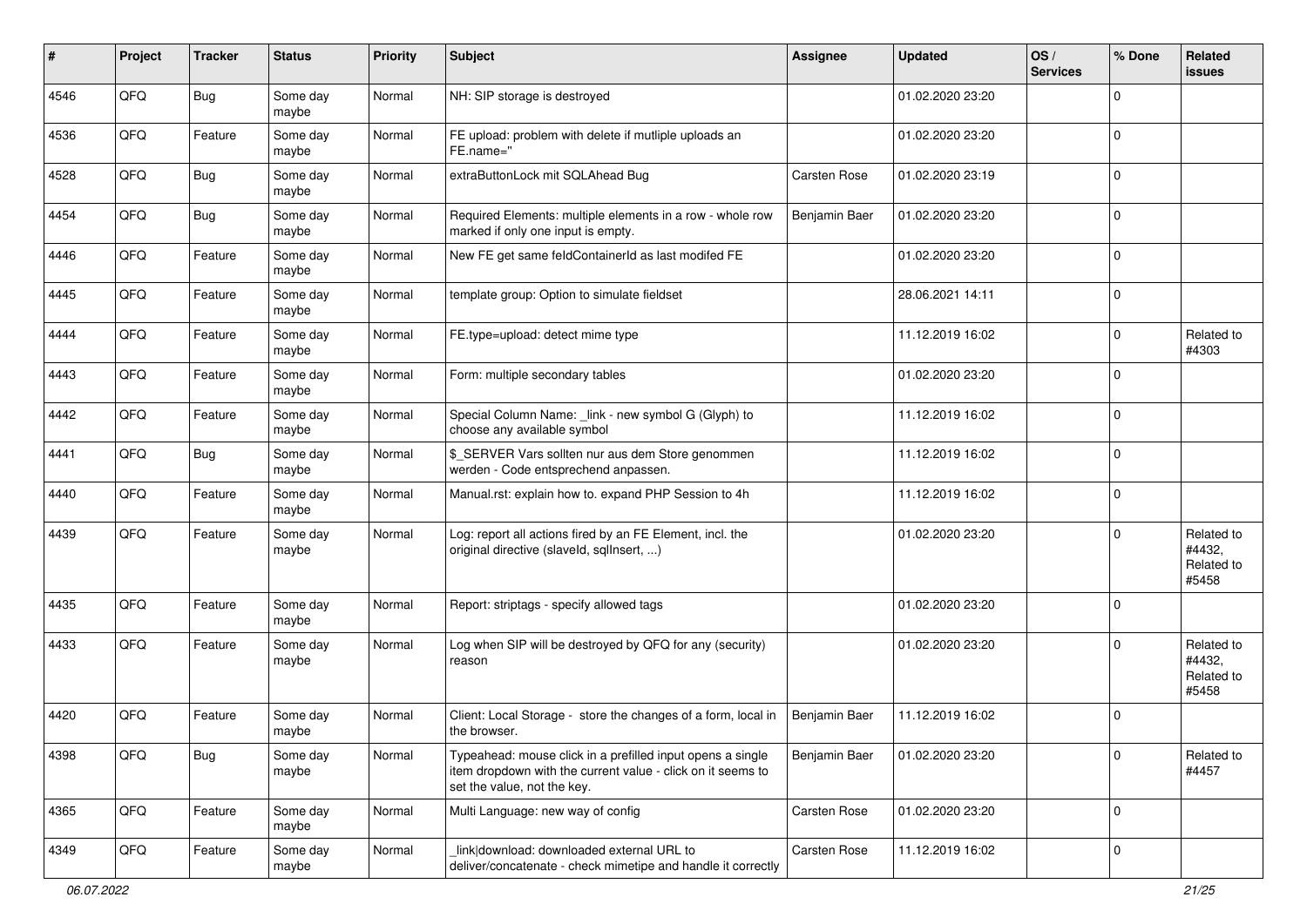| # | Project | Tracker | Status | Priority | Subject | Assignee | Updated | OS / Services | % Done | Related issues |
|---|---|---|---|---|---|---|---|---|---|---|
| 4546 | QFQ | Bug | Some day maybe | Normal | NH: SIP storage is destroyed | | 01.02.2020 23:20 | | 0 | |
| 4536 | QFQ | Feature | Some day maybe | Normal | FE upload: problem with delete if mutliple uploads an FE.name=" | | 01.02.2020 23:20 | | 0 | |
| 4528 | QFQ | Bug | Some day maybe | Normal | extraButtonLock mit SQLAhead Bug | Carsten Rose | 01.02.2020 23:19 | | 0 | |
| 4454 | QFQ | Bug | Some day maybe | Normal | Required Elements: multiple elements in a row - whole row marked if only one input is empty. | Benjamin Baer | 01.02.2020 23:20 | | 0 | |
| 4446 | QFQ | Feature | Some day maybe | Normal | New FE get same feldContainerId as last modifed FE | | 01.02.2020 23:20 | | 0 | |
| 4445 | QFQ | Feature | Some day maybe | Normal | template group: Option to simulate fieldset | | 28.06.2021 14:11 | | 0 | |
| 4444 | QFQ | Feature | Some day maybe | Normal | FE.type=upload: detect mime type | | 11.12.2019 16:02 | | 0 | Related to #4303 |
| 4443 | QFQ | Feature | Some day maybe | Normal | Form: multiple secondary tables | | 01.02.2020 23:20 | | 0 | |
| 4442 | QFQ | Feature | Some day maybe | Normal | Special Column Name: _link - new symbol G (Glyph) to choose any available symbol | | 11.12.2019 16:02 | | 0 | |
| 4441 | QFQ | Bug | Some day maybe | Normal | $_SERVER Vars sollten nur aus dem Store genommen werden - Code entsprechend anpassen. | | 11.12.2019 16:02 | | 0 | |
| 4440 | QFQ | Feature | Some day maybe | Normal | Manual.rst: explain how to. expand PHP Session to 4h | | 11.12.2019 16:02 | | 0 | |
| 4439 | QFQ | Feature | Some day maybe | Normal | Log: report all actions fired by an FE Element, incl. the original directive (slaveId, sqlInsert, ...) | | 01.02.2020 23:20 | | 0 | Related to #4432, Related to #5458 |
| 4435 | QFQ | Feature | Some day maybe | Normal | Report: striptags - specify allowed tags | | 01.02.2020 23:20 | | 0 | |
| 4433 | QFQ | Feature | Some day maybe | Normal | Log when SIP will be destroyed by QFQ for any (security) reason | | 01.02.2020 23:20 | | 0 | Related to #4432, Related to #5458 |
| 4420 | QFQ | Feature | Some day maybe | Normal | Client: Local Storage - store the changes of a form, local in the browser. | Benjamin Baer | 11.12.2019 16:02 | | 0 | |
| 4398 | QFQ | Bug | Some day maybe | Normal | Typeahead: mouse click in a prefilled input opens a single item dropdown with the current value - click on it seems to set the value, not the key. | Benjamin Baer | 01.02.2020 23:20 | | 0 | Related to #4457 |
| 4365 | QFQ | Feature | Some day maybe | Normal | Multi Language: new way of config | Carsten Rose | 01.02.2020 23:20 | | 0 | |
| 4349 | QFQ | Feature | Some day maybe | Normal | _link\|download: downloaded external URL to deliver/concatenate - check mimetipe and handle it correctly | Carsten Rose | 11.12.2019 16:02 | | 0 | |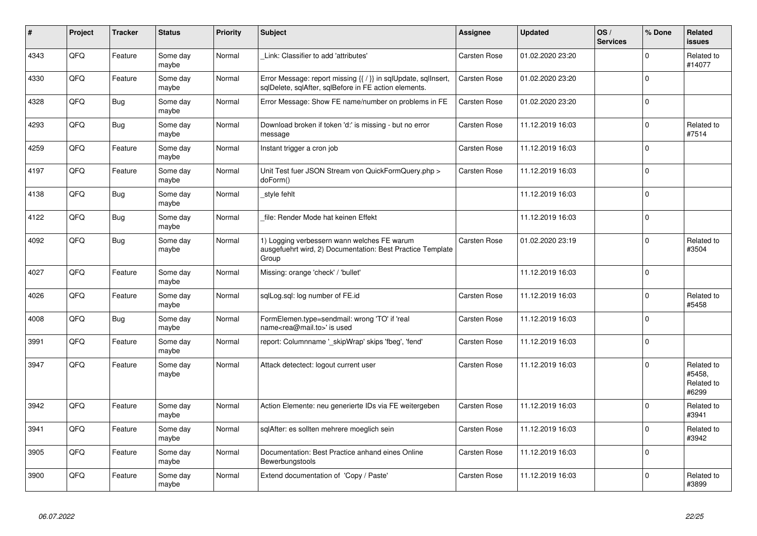| # | Project | Tracker | Status | Priority | Subject | Assignee | Updated | OS / Services | % Done | Related issues |
|---|---|---|---|---|---|---|---|---|---|---|
| 4343 | QFO | Feature | Some day maybe | Normal | _Link: Classifier to add 'attributes' | Carsten Rose | 01.02.2020 23:20 | | 0 | Related to #14077 |
| 4330 | QFO | Feature | Some day maybe | Normal | Error Message: report missing {{ / }} in sqlUpdate, sqlInsert, sqlDelete, sqlAfter, sqlBefore in FE action elements. | Carsten Rose | 01.02.2020 23:20 | | 0 | |
| 4328 | QFO | Bug | Some day maybe | Normal | Error Message: Show FE name/number on problems in FE | Carsten Rose | 01.02.2020 23:20 | | 0 | |
| 4293 | QFO | Bug | Some day maybe | Normal | Download broken if token 'd:' is missing - but no error message | Carsten Rose | 11.12.2019 16:03 | | 0 | Related to #7514 |
| 4259 | QFO | Feature | Some day maybe | Normal | Instant trigger a cron job | Carsten Rose | 11.12.2019 16:03 | | 0 | |
| 4197 | QFO | Feature | Some day maybe | Normal | Unit Test fuer JSON Stream von QuickFormQuery.php > doForm() | Carsten Rose | 11.12.2019 16:03 | | 0 | |
| 4138 | QFO | Bug | Some day maybe | Normal | _style fehlt | | 11.12.2019 16:03 | | 0 | |
| 4122 | QFO | Bug | Some day maybe | Normal | _file: Render Mode hat keinen Effekt | | 11.12.2019 16:03 | | 0 | |
| 4092 | QFO | Bug | Some day maybe | Normal | 1) Logging verbessern wann welches FE warum ausgefuehrt wird, 2) Documentation: Best Practice Template Group | Carsten Rose | 01.02.2020 23:19 | | 0 | Related to #3504 |
| 4027 | QFO | Feature | Some day maybe | Normal | Missing: orange 'check' / 'bullet' | | 11.12.2019 16:03 | | 0 | |
| 4026 | QFO | Feature | Some day maybe | Normal | sqlLog.sql: log number of FE.id | Carsten Rose | 11.12.2019 16:03 | | 0 | Related to #5458 |
| 4008 | QFO | Bug | Some day maybe | Normal | FormElemen.type=sendmail: wrong 'TO' if 'real name<rea@mail.to>' is used | Carsten Rose | 11.12.2019 16:03 | | 0 | |
| 3991 | QFO | Feature | Some day maybe | Normal | report: Columnname '_skipWrap' skips 'fbeg', 'fend' | Carsten Rose | 11.12.2019 16:03 | | 0 | |
| 3947 | QFO | Feature | Some day maybe | Normal | Attack detectect: logout current user | Carsten Rose | 11.12.2019 16:03 | | 0 | Related to #5458, Related to #6299 |
| 3942 | QFO | Feature | Some day maybe | Normal | Action Elemente: neu generierte IDs via FE weitergeben | Carsten Rose | 11.12.2019 16:03 | | 0 | Related to #3941 |
| 3941 | QFO | Feature | Some day maybe | Normal | sqlAfter: es sollten mehrere moeglich sein | Carsten Rose | 11.12.2019 16:03 | | 0 | Related to #3942 |
| 3905 | QFO | Feature | Some day maybe | Normal | Documentation: Best Practice anhand eines Online Bewerbungstools | Carsten Rose | 11.12.2019 16:03 | | 0 | |
| 3900 | QFO | Feature | Some day maybe | Normal | Extend documentation of 'Copy / Paste' | Carsten Rose | 11.12.2019 16:03 | | 0 | Related to #3899 |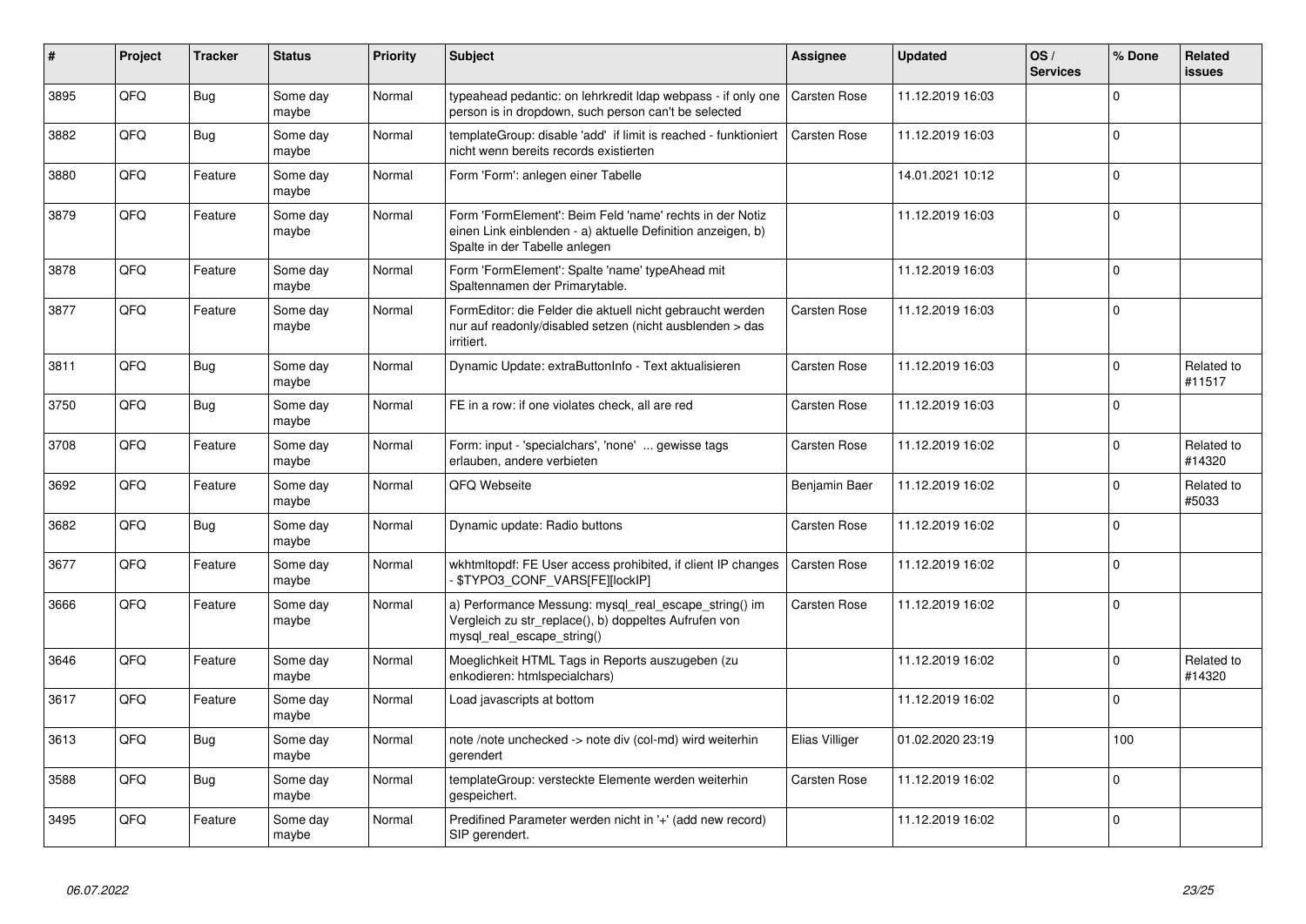| # | Project | Tracker | Status | Priority | Subject | Assignee | Updated | OS / Services | % Done | Related issues |
|---|---|---|---|---|---|---|---|---|---|---|
| 3895 | QFQ | Bug | Some day maybe | Normal | typeahead pedantic: on lehrkredit ldap webpass - if only one person is in dropdown, such person can't be selected | Carsten Rose | 11.12.2019 16:03 | | 0 | |
| 3882 | QFQ | Bug | Some day maybe | Normal | templateGroup: disable 'add' if limit is reached - funktioniert nicht wenn bereits records existierten | Carsten Rose | 11.12.2019 16:03 | | 0 | |
| 3880 | QFQ | Feature | Some day maybe | Normal | Form 'Form': anlegen einer Tabelle | | 14.01.2021 10:12 | | 0 | |
| 3879 | QFQ | Feature | Some day maybe | Normal | Form 'FormElement': Beim Feld 'name' rechts in der Notiz einen Link einblenden - a) aktuelle Definition anzeigen, b) Spalte in der Tabelle anlegen | | 11.12.2019 16:03 | | 0 | |
| 3878 | QFQ | Feature | Some day maybe | Normal | Form 'FormElement': Spalte 'name' typeAhead mit Spaltennamen der Primarytable. | | 11.12.2019 16:03 | | 0 | |
| 3877 | QFQ | Feature | Some day maybe | Normal | FormEditor: die Felder die aktuell nicht gebraucht werden nur auf readonly/disabled setzen (nicht ausblenden > das irritiert. | Carsten Rose | 11.12.2019 16:03 | | 0 | |
| 3811 | QFQ | Bug | Some day maybe | Normal | Dynamic Update: extraButtonInfo - Text aktualisieren | Carsten Rose | 11.12.2019 16:03 | | 0 | Related to #11517 |
| 3750 | QFQ | Bug | Some day maybe | Normal | FE in a row: if one violates check, all are red | Carsten Rose | 11.12.2019 16:03 | | 0 | |
| 3708 | QFQ | Feature | Some day maybe | Normal | Form: input - 'specialchars', 'none' ... gewisse tags erlauben, andere verbieten | Carsten Rose | 11.12.2019 16:02 | | 0 | Related to #14320 |
| 3692 | QFQ | Feature | Some day maybe | Normal | QFQ Webseite | Benjamin Baer | 11.12.2019 16:02 | | 0 | Related to #5033 |
| 3682 | QFQ | Bug | Some day maybe | Normal | Dynamic update: Radio buttons | Carsten Rose | 11.12.2019 16:02 | | 0 | |
| 3677 | QFQ | Feature | Some day maybe | Normal | wkhtmltopdf: FE User access prohibited, if client IP changes - $TYPO3_CONF_VARS[FE][lockIP] | Carsten Rose | 11.12.2019 16:02 | | 0 | |
| 3666 | QFQ | Feature | Some day maybe | Normal | a) Performance Messung: mysql_real_escape_string() im Vergleich zu str_replace(), b) doppeltes Aufrufen von mysql_real_escape_string() | Carsten Rose | 11.12.2019 16:02 | | 0 | |
| 3646 | QFQ | Feature | Some day maybe | Normal | Moeglichkeit HTML Tags in Reports auszugeben (zu enkodieren: htmlspecialchars) | | 11.12.2019 16:02 | | 0 | Related to #14320 |
| 3617 | QFQ | Feature | Some day maybe | Normal | Load javascripts at bottom | | 11.12.2019 16:02 | | 0 | |
| 3613 | QFQ | Bug | Some day maybe | Normal | note /note unchecked -> note div (col-md) wird weiterhin gerendert | Elias Villiger | 01.02.2020 23:19 | | 100 | |
| 3588 | QFQ | Bug | Some day maybe | Normal | templateGroup: versteckte Elemente werden weiterhin gespeichert. | Carsten Rose | 11.12.2019 16:02 | | 0 | |
| 3495 | QFQ | Feature | Some day maybe | Normal | Predifined Parameter werden nicht in '+' (add new record) SIP gerendert. | | 11.12.2019 16:02 | | 0 | |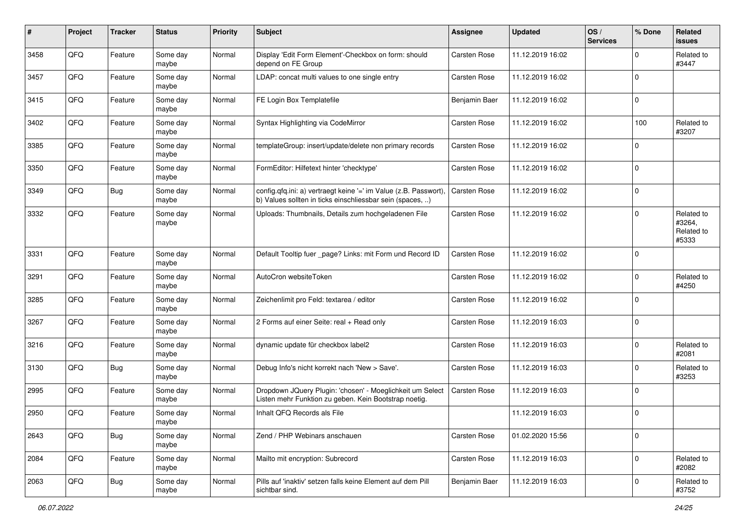| # | Project | Tracker | Status | Priority | Subject | Assignee | Updated | OS / Services | % Done | Related issues |
|---|---|---|---|---|---|---|---|---|---|---|
| 3458 | QFQ | Feature | Some day maybe | Normal | Display 'Edit Form Element'-Checkbox on form: should depend on FE Group | Carsten Rose | 11.12.2019 16:02 | | 0 | Related to #3447 |
| 3457 | QFQ | Feature | Some day maybe | Normal | LDAP: concat multi values to one single entry | Carsten Rose | 11.12.2019 16:02 | | 0 | |
| 3415 | QFQ | Feature | Some day maybe | Normal | FE Login Box Templatefile | Benjamin Baer | 11.12.2019 16:02 | | 0 | |
| 3402 | QFQ | Feature | Some day maybe | Normal | Syntax Highlighting via CodeMirror | Carsten Rose | 11.12.2019 16:02 | | 100 | Related to #3207 |
| 3385 | QFQ | Feature | Some day maybe | Normal | templateGroup: insert/update/delete non primary records | Carsten Rose | 11.12.2019 16:02 | | 0 | |
| 3350 | QFQ | Feature | Some day maybe | Normal | FormEditor: Hilfetext hinter 'checktype' | Carsten Rose | 11.12.2019 16:02 | | 0 | |
| 3349 | QFQ | Bug | Some day maybe | Normal | config.qfq.ini: a) vertraegt keine '=' im Value (z.B. Passwort), b) Values sollten in ticks einschliessbar sein (spaces, ..) | Carsten Rose | 11.12.2019 16:02 | | 0 | |
| 3332 | QFQ | Feature | Some day maybe | Normal | Uploads: Thumbnails, Details zum hochgeladenen File | Carsten Rose | 11.12.2019 16:02 | | 0 | Related to #3264, Related to #5333 |
| 3331 | QFQ | Feature | Some day maybe | Normal | Default Tooltip fuer _page? Links: mit Form und Record ID | Carsten Rose | 11.12.2019 16:02 | | 0 | |
| 3291 | QFQ | Feature | Some day maybe | Normal | AutoCron websiteToken | Carsten Rose | 11.12.2019 16:02 | | 0 | Related to #4250 |
| 3285 | QFQ | Feature | Some day maybe | Normal | Zeichenlimit pro Feld: textarea / editor | Carsten Rose | 11.12.2019 16:02 | | 0 | |
| 3267 | QFQ | Feature | Some day maybe | Normal | 2 Forms auf einer Seite: real + Read only | Carsten Rose | 11.12.2019 16:03 | | 0 | |
| 3216 | QFQ | Feature | Some day maybe | Normal | dynamic update für checkbox label2 | Carsten Rose | 11.12.2019 16:03 | | 0 | Related to #2081 |
| 3130 | QFQ | Bug | Some day maybe | Normal | Debug Info's nicht korrekt nach 'New > Save'. | Carsten Rose | 11.12.2019 16:03 | | 0 | Related to #3253 |
| 2995 | QFQ | Feature | Some day maybe | Normal | Dropdown JQuery Plugin: 'chosen' - Moeglichkeit um Select Listen mehr Funktion zu geben. Kein Bootstrap noetig. | Carsten Rose | 11.12.2019 16:03 | | 0 | |
| 2950 | QFQ | Feature | Some day maybe | Normal | Inhalt QFQ Records als File | | 11.12.2019 16:03 | | 0 | |
| 2643 | QFQ | Bug | Some day maybe | Normal | Zend / PHP Webinars anschauen | Carsten Rose | 01.02.2020 15:56 | | 0 | |
| 2084 | QFQ | Feature | Some day maybe | Normal | Mailto mit encryption: Subrecord | Carsten Rose | 11.12.2019 16:03 | | 0 | Related to #2082 |
| 2063 | QFQ | Bug | Some day maybe | Normal | Pills auf 'inaktiv' setzen falls keine Element auf dem Pill sichtbar sind. | Benjamin Baer | 11.12.2019 16:03 | | 0 | Related to #3752 |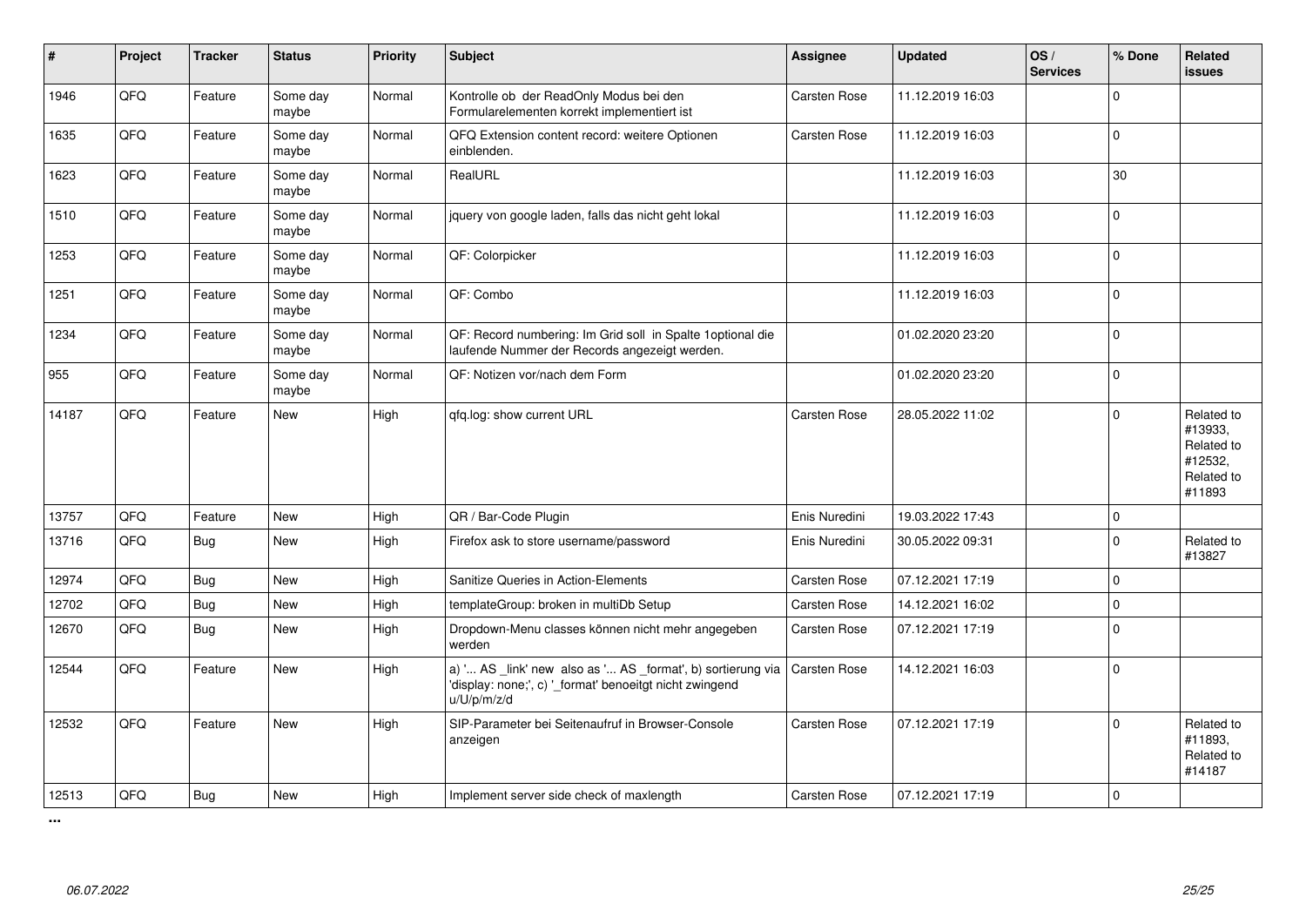| # | Project | Tracker | Status | Priority | Subject | Assignee | Updated | OS / Services | % Done | Related issues |
|---|---|---|---|---|---|---|---|---|---|---|
| 1946 | QFQ | Feature | Some day maybe | Normal | Kontrolle ob der ReadOnly Modus bei den Formularelementen korrekt implementiert ist | Carsten Rose | 11.12.2019 16:03 | | 0 | |
| 1635 | QFQ | Feature | Some day maybe | Normal | QFQ Extension content record: weitere Optionen einblenden. | Carsten Rose | 11.12.2019 16:03 | | 0 | |
| 1623 | QFQ | Feature | Some day maybe | Normal | RealURL | | 11.12.2019 16:03 | | 30 | |
| 1510 | QFQ | Feature | Some day maybe | Normal | jquery von google laden, falls das nicht geht lokal | | 11.12.2019 16:03 | | 0 | |
| 1253 | QFQ | Feature | Some day maybe | Normal | QF: Colorpicker | | 11.12.2019 16:03 | | 0 | |
| 1251 | QFQ | Feature | Some day maybe | Normal | QF: Combo | | 11.12.2019 16:03 | | 0 | |
| 1234 | QFQ | Feature | Some day maybe | Normal | QF: Record numbering: Im Grid soll in Spalte 1optional die laufende Nummer der Records angezeigt werden. | | 01.02.2020 23:20 | | 0 | |
| 955 | QFQ | Feature | Some day maybe | Normal | QF: Notizen vor/nach dem Form | | 01.02.2020 23:20 | | 0 | |
| 14187 | QFQ | Feature | New | High | qfq.log: show current URL | Carsten Rose | 28.05.2022 11:02 | | 0 | Related to #13933, Related to #12532, Related to #11893 |
| 13757 | QFQ | Feature | New | High | QR / Bar-Code Plugin | Enis Nuredini | 19.03.2022 17:43 | | 0 | |
| 13716 | QFQ | Bug | New | High | Firefox ask to store username/password | Enis Nuredini | 30.05.2022 09:31 | | 0 | Related to #13827 |
| 12974 | QFQ | Bug | New | High | Sanitize Queries in Action-Elements | Carsten Rose | 07.12.2021 17:19 | | 0 | |
| 12702 | QFQ | Bug | New | High | templateGroup: broken in multiDb Setup | Carsten Rose | 14.12.2021 16:02 | | 0 | |
| 12670 | QFQ | Bug | New | High | Dropdown-Menu classes können nicht mehr angegeben werden | Carsten Rose | 07.12.2021 17:19 | | 0 | |
| 12544 | QFQ | Feature | New | High | a) '... AS _link' new also as '... AS _format', b) sortierung via 'display: none;', c) '_format' benoeitgt nicht zwingend u/U/p/m/z/d | Carsten Rose | 14.12.2021 16:03 | | 0 | |
| 12532 | QFQ | Feature | New | High | SIP-Parameter bei Seitenaufruf in Browser-Console anzeigen | Carsten Rose | 07.12.2021 17:19 | | 0 | Related to #11893, Related to #14187 |
| 12513 | QFQ | Bug | New | High | Implement server side check of maxlength | Carsten Rose | 07.12.2021 17:19 | | 0 | |

...